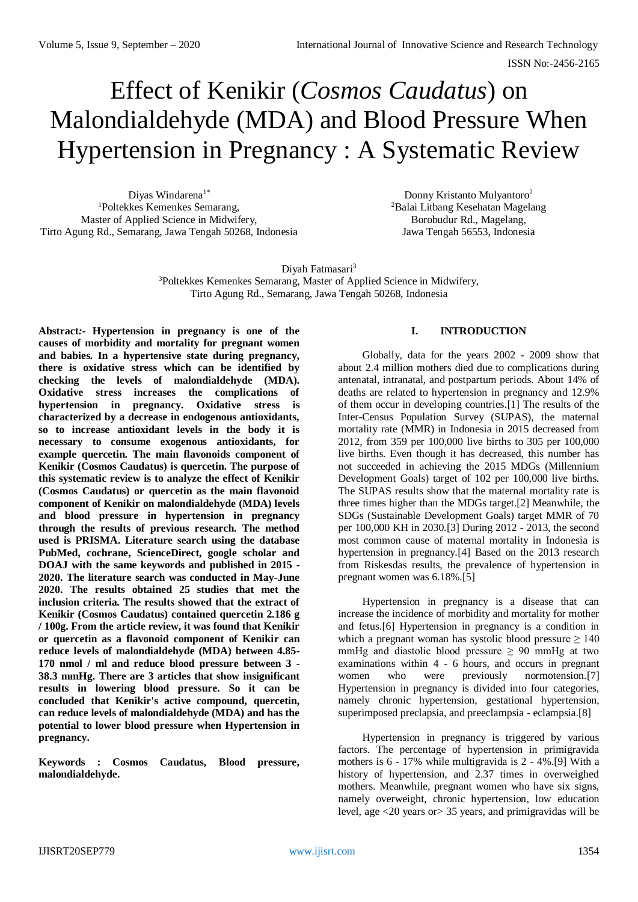# Effect of Kenikir (*Cosmos Caudatus*) on Malondialdehyde (MDA) and Blood Pressure When Hypertension in Pregnancy : A Systematic Review

Diyas Windarena[1*]
[1]Poltekkes Kemenkes Semarang, Master of Applied Science in Midwifery, Tirto Agung Rd., Semarang, Jawa Tengah 50268, Indonesia

Donny Kristanto Mulyantoro[2]
[2]Balai Litbang Kesehatan Magelang Borobudur Rd., Magelang, Jawa Tengah 56553, Indonesia

Diyah Fatmasari[3]
[3]Poltekkes Kemenkes Semarang, Master of Applied Science in Midwifery, Tirto Agung Rd., Semarang, Jawa Tengah 50268, Indonesia

***Abstract:-*** **Hypertension in pregnancy is one of the causes of morbidity and mortality for pregnant women and babies. In a hypertensive state during pregnancy, there is oxidative stress which can be identified by checking the levels of malondialdehyde (MDA). Oxidative stress increases the complications of hypertension in pregnancy. Oxidative stress is characterized by a decrease in endogenous antioxidants, so to increase antioxidant levels in the body it is necessary to consume exogenous antioxidants, for example quercetin. The main flavonoids component of Kenikir (Cosmos Caudatus) is quercetin. The purpose of this systematic review is to analyze the effect of Kenikir (Cosmos Caudatus) or quercetin as the main flavonoid component of Kenikir on malondialdehyde (MDA) levels and blood pressure in hypertension in pregnancy through the results of previous research. The method used is PRISMA. Literature search using the database PubMed, cochrane, ScienceDirect, google scholar and DOAJ with the same keywords and published in 2015 - 2020. The literature search was conducted in May-June 2020. The results obtained 25 studies that met the inclusion criteria. The results showed that the extract of Kenikir (Cosmos Caudatus) contained quercetin 2.186 g / 100g. From the article review, it was found that Kenikir or quercetin as a flavonoid component of Kenikir can reduce levels of malondialdehyde (MDA) between 4.85-170 nmol / ml and reduce blood pressure between 3 - 38.3 mmHg. There are 3 articles that show insignificant results in lowering blood pressure. So it can be concluded that Kenikir's active compound, quercetin, can reduce levels of malondialdehyde (MDA) and has the potential to lower blood pressure when Hypertension in pregnancy.**

**Keywords : Cosmos Caudatus, Blood pressure, malondialdehyde.**

## I. INTRODUCTION

Globally, data for the years 2002 - 2009 show that about 2.4 million mothers died due to complications during antenatal, intranatal, and postpartum periods. About 14% of deaths are related to hypertension in pregnancy and 12.9% of them occur in developing countries.[1] The results of the Inter-Census Population Survey (SUPAS), the maternal mortality rate (MMR) in Indonesia in 2015 decreased from 2012, from 359 per 100,000 live births to 305 per 100,000 live births. Even though it has decreased, this number has not succeeded in achieving the 2015 MDGs (Millennium Development Goals) target of 102 per 100,000 live births. The SUPAS results show that the maternal mortality rate is three times higher than the MDGs target.[2] Meanwhile, the SDGs (Sustainable Development Goals) target MMR of 70 per 100,000 KH in 2030.[3] During 2012 - 2013, the second most common cause of maternal mortality in Indonesia is hypertension in pregnancy.[4] Based on the 2013 research from Riskesdas results, the prevalence of hypertension in pregnant women was 6.18%.[5]

Hypertension in pregnancy is a disease that can increase the incidence of morbidity and mortality for mother and fetus.[6] Hypertension in pregnancy is a condition in which a pregnant woman has systolic blood pressure ≥ 140 mmHg and diastolic blood pressure ≥ 90 mmHg at two examinations within 4 - 6 hours, and occurs in pregnant women who were previously normotension.[7] Hypertension in pregnancy is divided into four categories, namely chronic hypertension, gestational hypertension, superimposed preclapsia, and preeclampsia - eclampsia.[8]

Hypertension in pregnancy is triggered by various factors. The percentage of hypertension in primigravida mothers is 6 - 17% while multigravida is 2 - 4%.[9] With a history of hypertension, and 2.37 times in overweighed mothers. Meanwhile, pregnant women who have six signs, namely overweight, chronic hypertension, low education level, age <20 years or> 35 years, and primigravidas will be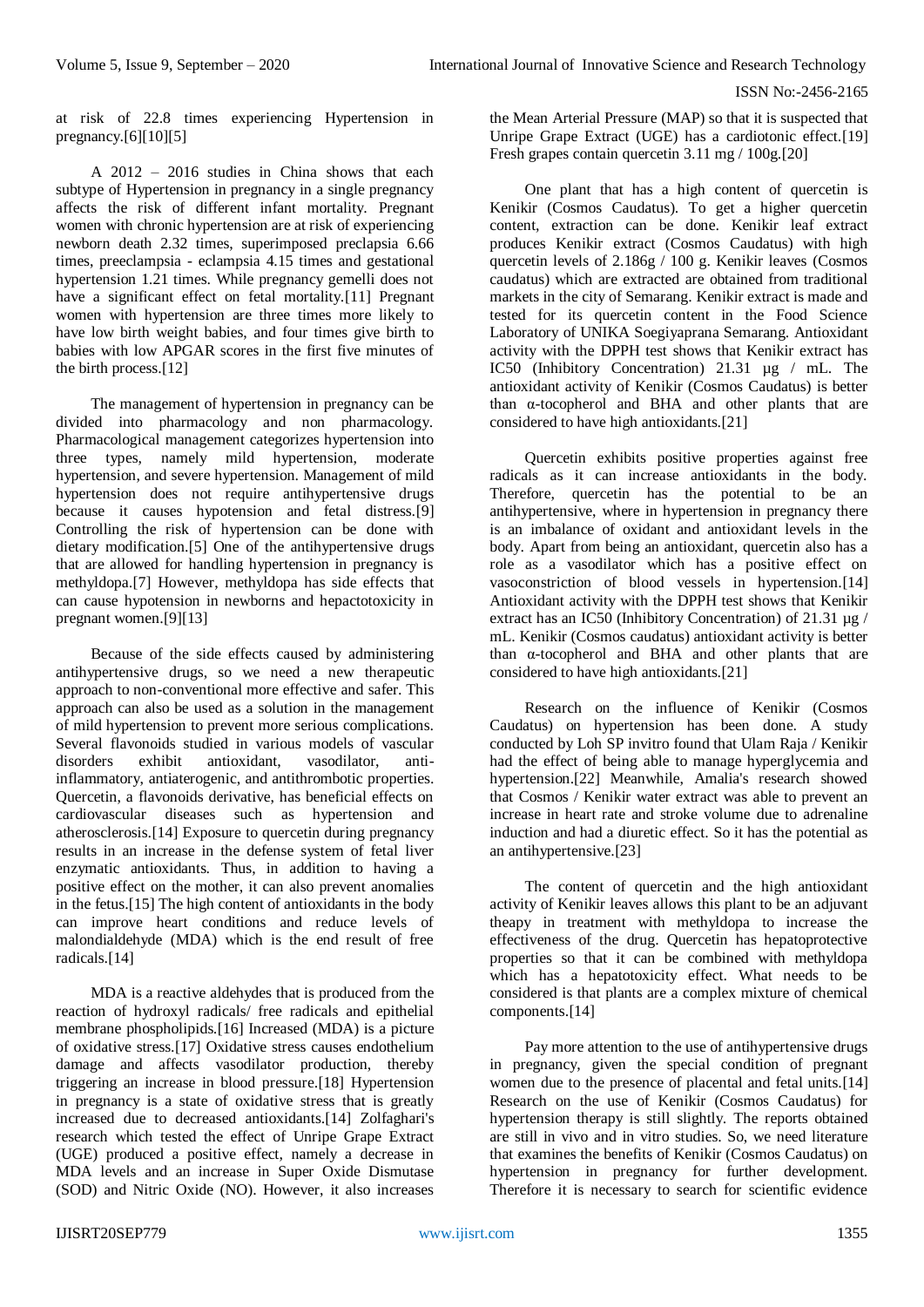at risk of 22.8 times experiencing Hypertension in pregnancy.[6][10][5]

A 2012 – 2016 studies in China shows that each subtype of Hypertension in pregnancy in a single pregnancy affects the risk of different infant mortality. Pregnant women with chronic hypertension are at risk of experiencing newborn death 2.32 times, superimposed preclapsia 6.66 times, preeclampsia - eclampsia 4.15 times and gestational hypertension 1.21 times. While pregnancy gemelli does not have a significant effect on fetal mortality.[11] Pregnant women with hypertension are three times more likely to have low birth weight babies, and four times give birth to babies with low APGAR scores in the first five minutes of the birth process.[12]

The management of hypertension in pregnancy can be divided into pharmacology and non pharmacology. Pharmacological management categorizes hypertension into three types, namely mild hypertension, moderate hypertension, and severe hypertension. Management of mild hypertension does not require antihypertensive drugs because it causes hypotension and fetal distress.[9] Controlling the risk of hypertension can be done with dietary modification.[5] One of the antihypertensive drugs that are allowed for handling hypertension in pregnancy is methyldopa.[7] However, methyldopa has side effects that can cause hypotension in newborns and hepactotoxicity in pregnant women.[9][13]

Because of the side effects caused by administering antihypertensive drugs, so we need a new therapeutic approach to non-conventional more effective and safer. This approach can also be used as a solution in the management of mild hypertension to prevent more serious complications. Several flavonoids studied in various models of vascular disorders exhibit antioxidant, vasodilator, anti-inflammatory, antiaterogenic, and antithrombotic properties. Quercetin, a flavonoids derivative, has beneficial effects on cardiovascular diseases such as hypertension and atherosclerosis.[14] Exposure to quercetin during pregnancy results in an increase in the defense system of fetal liver enzymatic antioxidants. Thus, in addition to having a positive effect on the mother, it can also prevent anomalies in the fetus.[15] The high content of antioxidants in the body can improve heart conditions and reduce levels of malondialdehyde (MDA) which is the end result of free radicals.[14]

MDA is a reactive aldehydes that is produced from the reaction of hydroxyl radicals/ free radicals and epithelial membrane phospholipids.[16] Increased (MDA) is a picture of oxidative stress.[17] Oxidative stress causes endothelium damage and affects vasodilator production, thereby triggering an increase in blood pressure.[18] Hypertension in pregnancy is a state of oxidative stress that is greatly increased due to decreased antioxidants.[14] Zolfaghari's research which tested the effect of Unripe Grape Extract (UGE) produced a positive effect, namely a decrease in MDA levels and an increase in Super Oxide Dismutase (SOD) and Nitric Oxide (NO). However, it also increases the Mean Arterial Pressure (MAP) so that it is suspected that Unripe Grape Extract (UGE) has a cardiotonic effect.[19] Fresh grapes contain quercetin 3.11 mg / 100g.[20]

One plant that has a high content of quercetin is Kenikir (Cosmos Caudatus). To get a higher quercetin content, extraction can be done. Kenikir leaf extract produces Kenikir extract (Cosmos Caudatus) with high quercetin levels of 2.186g / 100 g. Kenikir leaves (Cosmos caudatus) which are extracted are obtained from traditional markets in the city of Semarang. Kenikir extract is made and tested for its quercetin content in the Food Science Laboratory of UNIKA Soegiyaprana Semarang. Antioxidant activity with the DPPH test shows that Kenikir extract has IC50 (Inhibitory Concentration) 21.31 µg / mL. The antioxidant activity of Kenikir (Cosmos Caudatus) is better than α-tocopherol and BHA and other plants that are considered to have high antioxidants.[21]

Quercetin exhibits positive properties against free radicals as it can increase antioxidants in the body. Therefore, quercetin has the potential to be an antihypertensive, where in hypertension in pregnancy there is an imbalance of oxidant and antioxidant levels in the body. Apart from being an antioxidant, quercetin also has a role as a vasodilator which has a positive effect on vasoconstriction of blood vessels in hypertension.[14] Antioxidant activity with the DPPH test shows that Kenikir extract has an IC50 (Inhibitory Concentration) of 21.31 µg / mL. Kenikir (Cosmos caudatus) antioxidant activity is better than α-tocopherol and BHA and other plants that are considered to have high antioxidants.[21]

Research on the influence of Kenikir (Cosmos Caudatus) on hypertension has been done. A study conducted by Loh SP invitro found that Ulam Raja / Kenikir had the effect of being able to manage hyperglycemia and hypertension.[22] Meanwhile, Amalia's research showed that Cosmos / Kenikir water extract was able to prevent an increase in heart rate and stroke volume due to adrenaline induction and had a diuretic effect. So it has the potential as an antihypertensive.[23]

The content of quercetin and the high antioxidant activity of Kenikir leaves allows this plant to be an adjuvant theapy in treatment with methyldopa to increase the effectiveness of the drug. Quercetin has hepatoprotective properties so that it can be combined with methyldopa which has a hepatotoxicity effect. What needs to be considered is that plants are a complex mixture of chemical components.[14]

Pay more attention to the use of antihypertensive drugs in pregnancy, given the special condition of pregnant women due to the presence of placental and fetal units.[14] Research on the use of Kenikir (Cosmos Caudatus) for hypertension therapy is still slightly. The reports obtained are still in vivo and in vitro studies. So, we need literature that examines the benefits of Kenikir (Cosmos Caudatus) on hypertension in pregnancy for further development. Therefore it is necessary to search for scientific evidence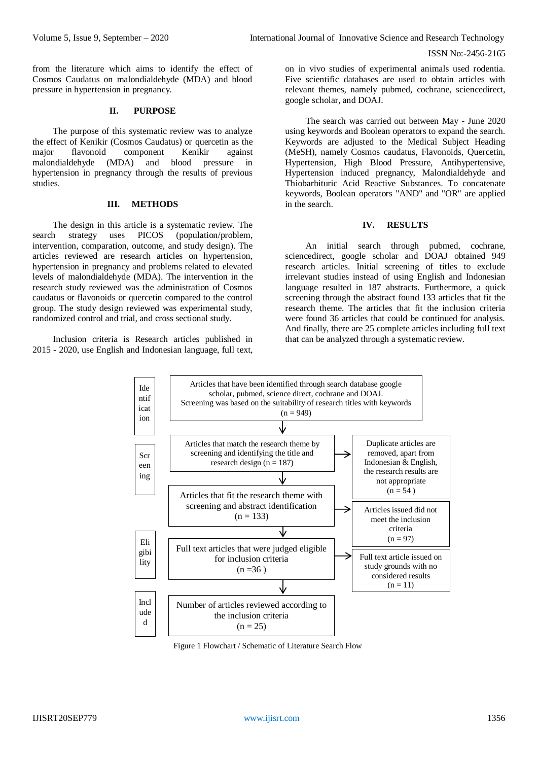from the literature which aims to identify the effect of Cosmos Caudatus on malondialdehyde (MDA) and blood pressure in hypertension in pregnancy.

## II. PURPOSE

The purpose of this systematic review was to analyze the effect of Kenikir (Cosmos Caudatus) or quercetin as the major flavonoid component Kenikir against malondialdehyde (MDA) and blood pressure in hypertension in pregnancy through the results of previous studies.

## III. METHODS

The design in this article is a systematic review. The search strategy uses PICOS (population/problem, intervention, comparation, outcome, and study design). The articles reviewed are research articles on hypertension, hypertension in pregnancy and problems related to elevated levels of malondialdehyde (MDA). The intervention in the research study reviewed was the administration of Cosmos caudatus or flavonoids or quercetin compared to the control group. The study design reviewed was experimental study, randomized control and trial, and cross sectional study.

Inclusion criteria is Research articles published in 2015 - 2020, use English and Indonesian language, full text, on in vivo studies of experimental animals used rodentia. Five scientific databases are used to obtain articles with relevant themes, namely pubmed, cochrane, sciencedirect, google scholar, and DOAJ.

The search was carried out between May - June 2020 using keywords and Boolean operators to expand the search. Keywords are adjusted to the Medical Subject Heading (MeSH), namely Cosmos caudatus, Flavonoids, Quercetin, Hypertension, High Blood Pressure, Antihypertensive, Hypertension induced pregnancy, Malondialdehyde and Thiobarbituric Acid Reactive Substances. To concatenate keywords, Boolean operators "AND" and "OR" are applied in the search.

## IV. RESULTS

An initial search through pubmed, cochrane, sciencedirect, google scholar and DOAJ obtained 949 research articles. Initial screening of titles to exclude irrelevant studies instead of using English and Indonesian language resulted in 187 abstracts. Furthermore, a quick screening through the abstract found 133 articles that fit the research theme. The articles that fit the inclusion criteria were found 36 articles that could be continued for analysis. And finally, there are 25 complete articles including full text that can be analyzed through a systematic review.

**Identification:** Articles that have been identified through search database google scholar, pubmed, science direct, cochrane and DOAJ. Screening was based on the suitability of research titles with keywords (n = 949)

↓

**Screening:** Articles that match the research theme by screening and identifying the title and research design (n = 187) → Duplicate articles are removed, apart from Indonesian & English, the research results are not appropriate (n = 54 )

↓

Articles that fit the research theme with screening and abstract identification (n = 133) → Articles issued did not meet the inclusion criteria (n = 97)

↓

**Eligibility:** Full text articles that were judged eligible for inclusion criteria (n =36 ) → Full text article issued on study grounds with no considered results (n = 11)

↓

**Included:** Number of articles reviewed according to the inclusion criteria (n = 25)

Figure 1 Flowchart / Schematic of Literature Search Flow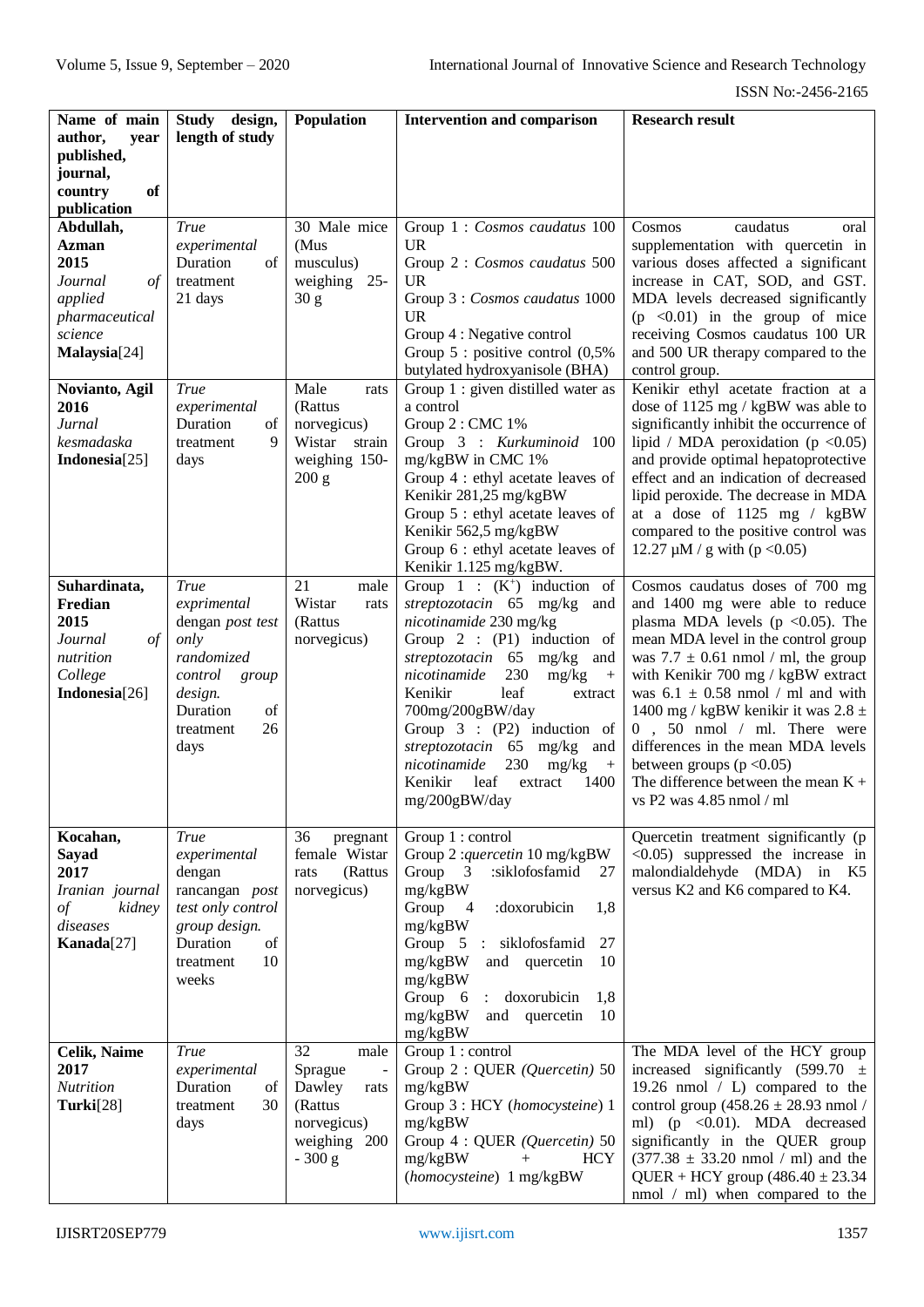| Name of main author, year published, journal, country of publication | Study design, length of study | Population | Intervention and comparison | Research result |
|---|---|---|---|---|
| **Abdullah, Azman 2015** *Journal of applied pharmaceutical science* **Malaysia**[24] | *True experimental* Duration of treatment 21 days | 30 Male mice (Mus musculus) weighing 25-30 g | Group 1 : *Cosmos caudatus* 100 UR<br>Group 2 : *Cosmos caudatus* 500 UR<br>Group 3 : *Cosmos caudatus* 1000 UR<br>Group 4 : Negative control<br>Group 5 : positive control (0,5% butylated hydroxyanisole (BHA) | Cosmos caudatus oral supplementation with quercetin in various doses affected a significant increase in CAT, SOD, and GST. MDA levels decreased significantly ($p < 0.01$) in the group of mice receiving Cosmos caudatus 100 UR and 500 UR therapy compared to the control group. |
| **Novianto, Agil 2016** *Jurnal kesmadaska* **Indonesia**[25] | *True experimental* Duration of treatment 9 days | Male rats (Rattus norvegicus) Wistar strain weighing 150-200 g | Group 1 : given distilled water as a control<br>Group 2 : CMC 1%<br>Group 3 : *Kurkuminoid* 100 mg/kgBW in CMC 1%<br>Group 4 : ethyl acetate leaves of Kenikir 281,25 mg/kgBW<br>Group 5 : ethyl acetate leaves of Kenikir 562,5 mg/kgBW<br>Group 6 : ethyl acetate leaves of Kenikir 1.125 mg/kgBW. | Kenikir ethyl acetate fraction at a dose of 1125 mg / kgBW was able to significantly inhibit the occurrence of lipid / MDA peroxidation ($p < 0.05$) and provide optimal hepatoprotective effect and an indication of decreased lipid peroxide. The decrease in MDA at a dose of 1125 mg / kgBW compared to the positive control was 12.27 μM / g with ($p < 0.05$) |
| **Suhardinata, Fredian 2015** *Journal of nutrition College* **Indonesia**[26] | *True exprimental* dengan *post test only randomized control group design.* Duration of treatment 26 days | 21 male Wistar rats (Rattus norvegicus) | Group 1 : ($K^{+}$) induction of *streptozotacin* 65 mg/kg and *nicotinamide* 230 mg/kg<br>Group 2 : (P1) induction of *streptozotacin* 65 mg/kg and *nicotinamide* 230 mg/kg + Kenikir leaf extract 700mg/200gBW/day<br>Group 3 : (P2) induction of *streptozotacin* 65 mg/kg and *nicotinamide* 230 mg/kg + Kenikir leaf extract 1400 mg/200gBW/day | Cosmos caudatus doses of 700 mg and 1400 mg were able to reduce plasma MDA levels ($p < 0.05$). The mean MDA level in the control group was 7.7 ± 0.61 nmol / ml, the group with Kenikir 700 mg / kgBW extract was 6.1 ± 0.58 nmol / ml and with 1400 mg / kgBW kenikir it was 2.8 ± 0 , 50 nmol / ml. There were differences in the mean MDA levels between groups ($p < 0.05$)<br>The difference between the mean K + vs P2 was 4.85 nmol / ml |
| **Kocahan, Sayad 2017** *Iranian journal of kidney diseases* **Kanada**[27] | *True experimental* dengan rancangan *post test only control group design.* Duration of treatment 10 weeks | 36 pregnant female Wistar rats (Rattus norvegicus) | Group 1 : control<br>Group 2 :*quercetin* 10 mg/kgBW<br>Group 3 :siklofosfamid 27 mg/kgBW<br>Group 4 :doxorubicin 1,8 mg/kgBW<br>Group 5 : siklofosfamid 27 mg/kgBW and quercetin 10 mg/kgBW<br>Group 6 : doxorubicin 1,8 mg/kgBW and quercetin 10 mg/kgBW | Quercetin treatment significantly ($p < 0.05$) suppressed the increase in malondialdehyde (MDA) in K5 versus K2 and K6 compared to K4. |
| **Celik, Naime 2017** *Nutrition* **Turki**[28] | *True experimental* Duration of treatment 30 days | 32 male Sprague - Dawley rats (Rattus norvegicus) weighing 200 - 300 g | Group 1 : control<br>Group 2 : QUER *(Quercetin)* 50 mg/kgBW<br>Group 3 : HCY (*homocysteine*) 1 mg/kgBW<br>Group 4 : QUER *(Quercetin)* 50 mg/kgBW + HCY (*homocysteine*) 1 mg/kgBW | The MDA level of the HCY group increased significantly (599.70 ± 19.26 nmol / L) compared to the control group (458.26 ± 28.93 nmol / ml) ($p < 0.01$). MDA decreased significantly in the QUER group (377.38 ± 33.20 nmol / ml) and the QUER + HCY group (486.40 ± 23.34 nmol / ml) when compared to the |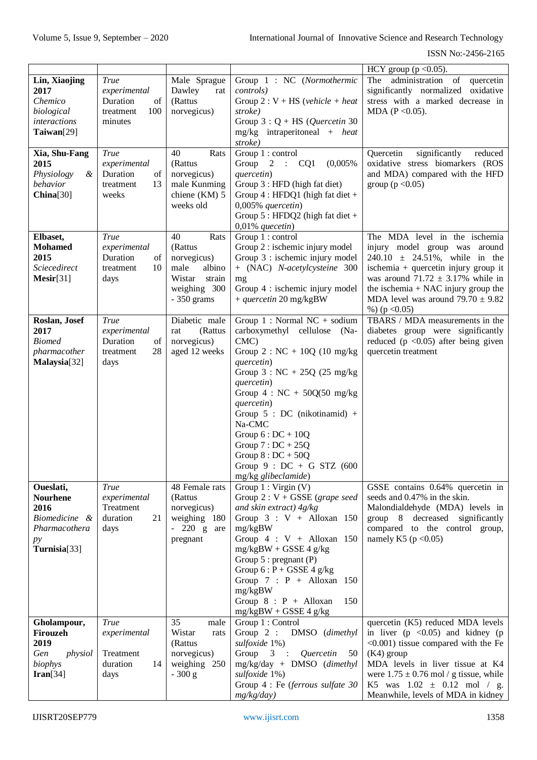| | | | | |
|---|---|---|---|---|
| | | | | HCY group ($p < 0.05$). |
| **Lin, Xiaojing 2017** *Chemico biological interactions* **Taiwan**[29] | *True experimental* Duration of treatment 100 minutes | Male Sprague Dawley rat (Rattus norvegicus) | Group 1 : NC (*Normothermic controls)* Group 2 : V + HS (*vehicle + heat stroke)* Group 3 : Q + HS (*Quercetin* 30 mg/kg intraperitoneal + *heat stroke)* | The administration of quercetin significantly normalized oxidative stress with a marked decrease in MDA ($P < 0.05$). |
| **Xia, Shu-Fang 2015** *Physiology & behavior* **China**[30] | *True experimental* Duration of treatment 13 weeks | 40 Rats (Rattus norvegicus) male Kunming chiene (KM) 5 weeks old | Group 1 : control Group 2 : CQ1 (0,005% *quercetin*) Group 3 : HFD (high fat diet) Group 4 : HFDQ1 (high fat diet + 0,005% *quercetin*) Group 5 : HFDQ2 (high fat diet + 0,01% *quecetin*) | Quercetin significantly reduced oxidative stress biomarkers (ROS and MDA) compared with the HFD group ($p < 0.05$) |
| **Elbaset, Mohamed 2015** *Sciecedirect* **Mesir**[31] | *True experimental* Duration of treatment 10 days | 40 Rats (Rattus norvegicus) male albino Wistar strain weighing 300 - 350 grams | Group 1 : control Group 2 : ischemic injury model Group 3 : ischemic injury model + (NAC) *N-acetylcysteine* 300 mg Group 4 : ischemic injury model + *quercetin* 20 mg/kgBW | The MDA level in the ischemia injury model group was around 240.10 ± 24.51%, while in the ischemia + quercetin injury group it was around 71.72 ± 3.17% while in the ischemia + NAC injury group the MDA level was around 79.70 ± 9.82 %) ($p < 0.05$) |
| **Roslan, Josef 2017** *Biomed pharmacother* **Malaysia**[32] | *True experimental* Duration of treatment 28 days | Diabetic male rat (Rattus norvegicus) aged 12 weeks | Group 1 : Normal NC + sodium carboxymethyl cellulose (Na-CMC) Group 2 : NC + 10Q (10 mg/kg *quercetin*) Group 3 : NC + 25Q (25 mg/kg *quercetin*) Group 4 : NC + 50Q(50 mg/kg *quercetin*) Group 5 : DC (nikotinamid) + Na-CMC Group 6 : DC + 10Q Group 7 : DC + 25Q Group 8 : DC + 50Q Group 9 : DC + G STZ (600 mg/kg *glibeclamide*) | TBARS / MDA measurements in the diabetes group were significantly reduced ($p < 0.05$) after being given quercetin treatment |
| **Oueslati, Nourhene 2016** *Biomedicine & Pharmacothera py* **Turnisia**[33] | *True experimental* Treatment duration 21 days | 48 Female rats (Rattus norvegicus) weighing 180 - 220 g are pregnant | Group 1 : Virgin (V) Group 2 : V + GSSE (*grape seed and skin extract) 4g/kg* Group 3 : V + Alloxan 150 mg/kgBW Group 4 : V + Alloxan 150 mg/kgBW + GSSE 4 g/kg Group 5 : pregnant (P) Group 6 : P + GSSE 4 g/kg Group 7 : P + Alloxan 150 mg/kgBW Group 8 : P + Alloxan 150 mg/kgBW + GSSE 4 g/kg | GSSE contains 0.64% quercetin in seeds and 0.47% in the skin. Malondialdehyde (MDA) levels in group 8 decreased significantly compared to the control group, namely K5 ($p < 0.05$) |
| **Gholampour, Firouzeh 2019** *Gen physiol biophys* **Iran**[34] | *True experimental* Treatment duration 14 days | 35 male Wistar rats (Rattus norvegicus) weighing 250 - 300 g | Group 1 : Control Group 2 : DMSO (*dimethyl sulfoxide* 1%) Group 3 : *Quercetin* 50 mg/kg/day + DMSO (*dimethyl sulfoxide* 1%) Group 4 : Fe (*ferrous sulfate 30 mg/kg/day)* | quercetin (K5) reduced MDA levels in liver ($p < 0.05$) and kidney ($p < 0.001$) tissue compared with the Fe (K4) group MDA levels in liver tissue at K4 were 1.75 ± 0.76 mol / g tissue, while K5 was 1.02 ± 0.12 mol / g. Meanwhile, levels of MDA in kidney |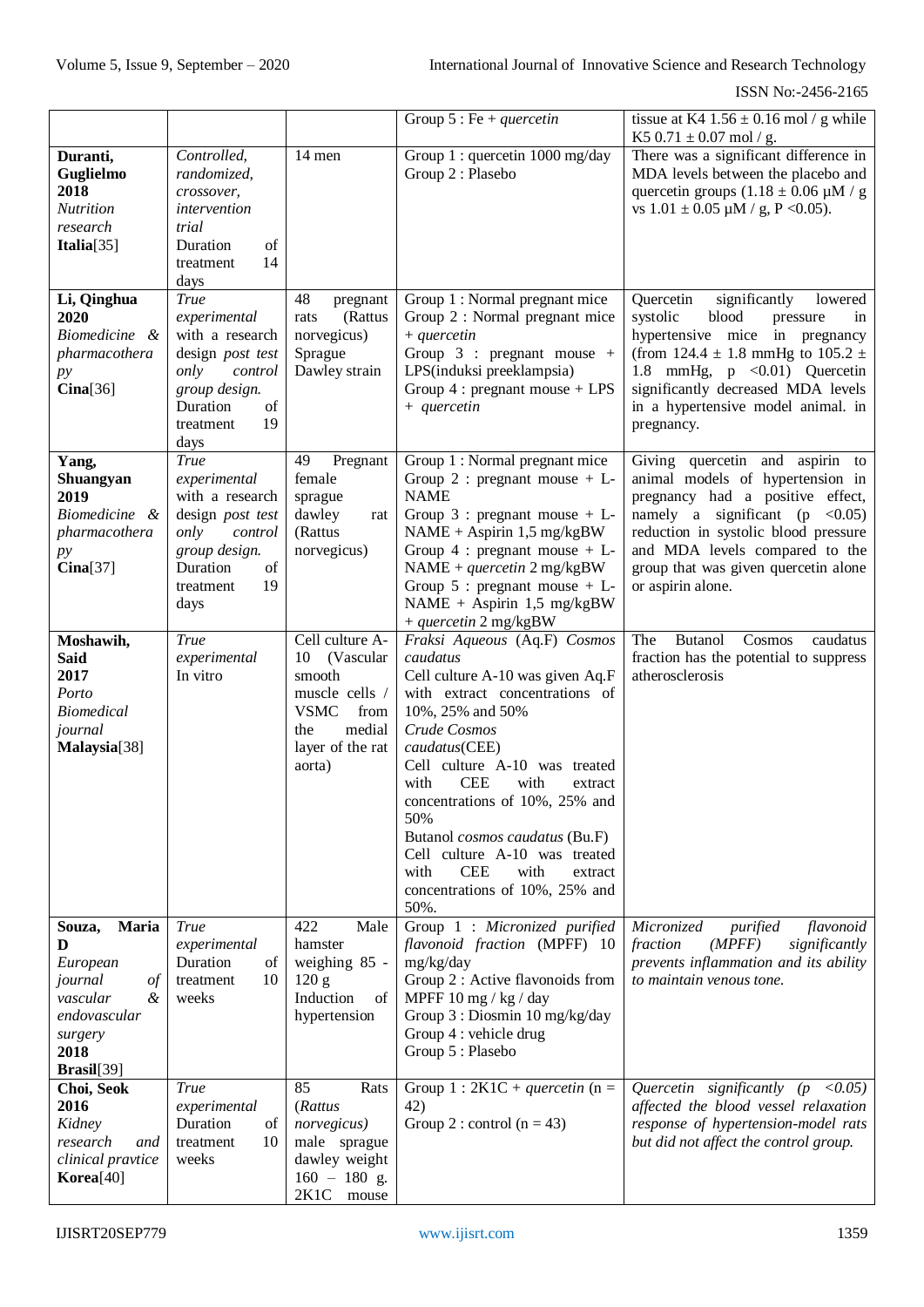| | | | Group 5 : Fe + *quercetin* | tissue at K4 1.56 ± 0.16 mol / g while K5 0.71 ± 0.07 mol / g. |
|---|---|---|---|---|
| **Duranti, Guglielmo 2018** *Nutrition research* **Italia**[35] | *Controlled, randomized, crossover, intervention trial* Duration of treatment 14 days | 14 men | Group 1 : quercetin 1000 mg/day Group 2 : Placebo | There was a significant difference in MDA levels between the placebo and quercetin groups (1.18 ± 0.06 μM / g vs 1.01 ± 0.05 μM / g, P <0.05). |
| **Li, Qinghua 2020** *Biomedicine & pharmacotherapy* **Cina**[36] | *True experimental* with a research design *post test only control group design.* Duration of treatment 19 days | 48 pregnant rats (Rattus norvegicus) Sprague Dawley strain | Group 1 : Normal pregnant mice Group 2 : Normal pregnant mice + *quercetin* Group 3 : pregnant mouse + LPS(induksi preeklampsia) Group 4 : pregnant mouse + LPS + *quercetin* | Quercetin significantly lowered systolic blood pressure in hypertensive mice in pregnancy (from 124.4 ± 1.8 mmHg to 105.2 ± 1.8 mmHg, p <0.01) Quercetin significantly decreased MDA levels in a hypertensive model animal. in pregnancy. |
| **Yang, Shuangyan 2019** *Biomedicine & pharmacotherapy* **Cina**[37] | *True experimental* with a research design *post test only control group design.* Duration of treatment 19 days | 49 Pregnant female sprague dawley rat (Rattus norvegicus) | Group 1 : Normal pregnant mice Group 2 : pregnant mouse + L-NAME Group 3 : pregnant mouse + L-NAME + Aspirin 1,5 mg/kgBW Group 4 : pregnant mouse + L-NAME + *quercetin* 2 mg/kgBW Group 5 : pregnant mouse + L-NAME + Aspirin 1,5 mg/kgBW + *quercetin* 2 mg/kgBW | Giving quercetin and aspirin to animal models of hypertension in pregnancy had a positive effect, namely a significant (p <0.05) reduction in systolic blood pressure and MDA levels compared to the group that was given quercetin alone or aspirin alone. |
| **Moshawih, Said 2017** *Porto Biomedical journal* **Malaysia**[38] | *True experimental* In vitro | Cell culture A-10 (Vascular smooth muscle cells / VSMC from the medial layer of the rat aorta) | *Fraksi Aqueous* (Aq.F) *Cosmos caudatus* Cell culture A-10 was given Aq.F with extract concentrations of 10%, 25% and 50% *Crude Cosmos caudatus*(CEE) Cell culture A-10 was treated with CEE with extract concentrations of 10%, 25% and 50% Butanol *cosmos caudatus* (Bu.F) Cell culture A-10 was treated with CEE with extract concentrations of 10%, 25% and 50%. | The Butanol Cosmos caudatus fraction has the potential to suppress atherosclerosis |
| **Souza, Maria D** *European journal of vascular & endovascular surgery* **2018 Brasil**[39] | *True experimental* Duration of treatment 10 weeks | 422 Male hamster weighing 85 - 120 g Induction of hypertension | Group 1 : *Micronized purified flavonoid fraction* (MPFF) 10 mg/kg/day Group 2 : Active flavonoids from MPFF 10 mg / kg / day Group 3 : Diosmin 10 mg/kg/day Group 4 : vehicle drug Group 5 : Placebo | *Micronized purified flavonoid fraction (MPFF) significantly prevents inflammation and its ability to maintain venous tone.* |
| **Choi, Seok 2016** *Kidney research and clinical pravtice* **Korea**[40] | *True experimental* Duration of treatment 10 weeks | 85 Rats (*Rattus norvegicus)* male sprague dawley weight 160 – 180 g. 2K1C mouse | Group 1 : 2K1C + *quercetin* (n = 42) Group 2 : control (n = 43) | *Quercetin significantly (p <0.05) affected the blood vessel relaxation response of hypertension-model rats but did not affect the control group.* |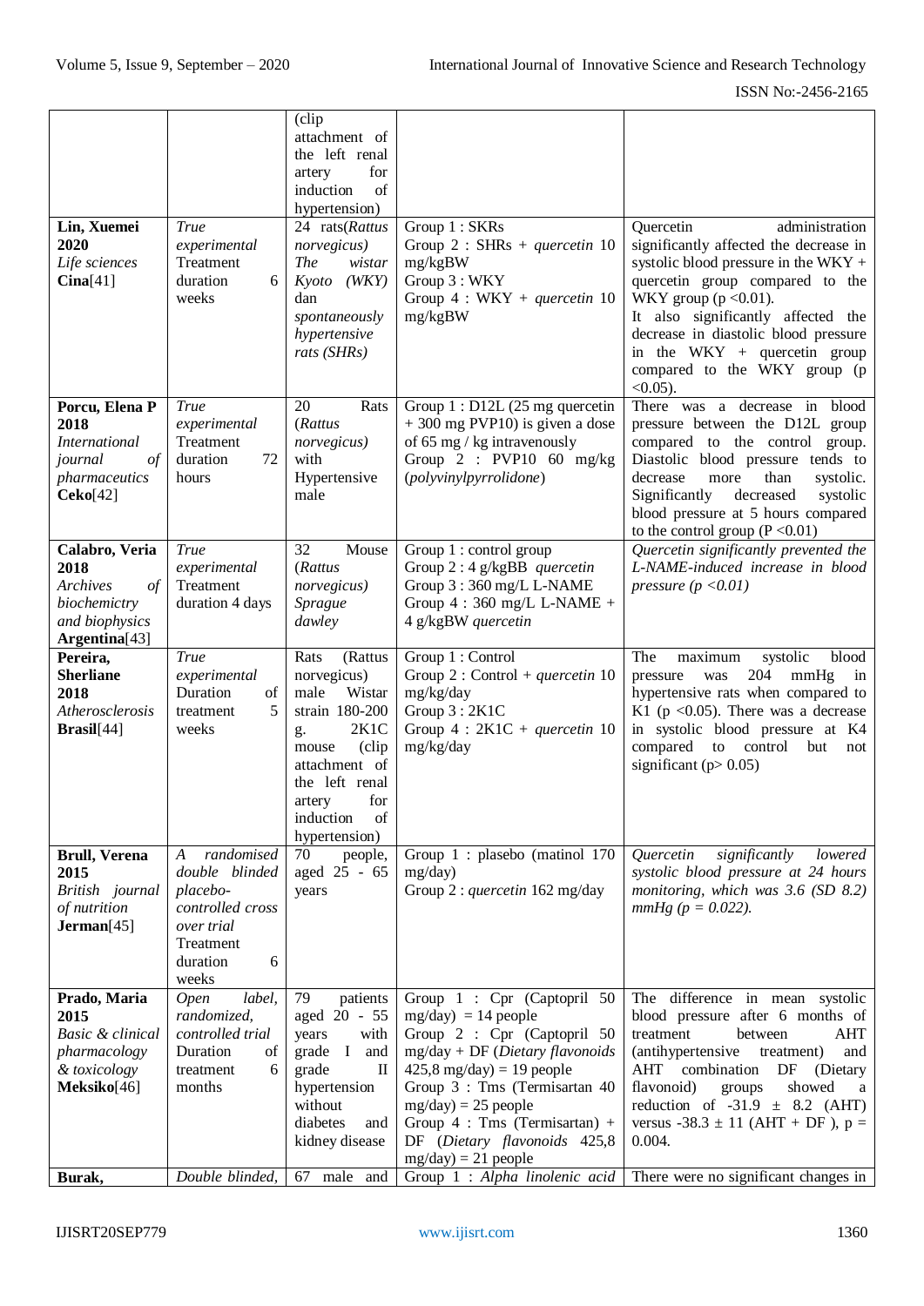| | | (clip attachment of the left renal artery for induction of hypertension) | | |
|---|---|---|---|---|
| **Lin, Xuemei 2020** *Life sciences* **Cina**[41] | *True experimental* Treatment duration 6 weeks | 24 rats(*Rattus norvegicus) The wistar Kyoto (WKY)* dan *spontaneously hypertensive rats (SHRs)* | Group 1 : SKRs<br>Group 2 : SHRs + *quercetin* 10 mg/kgBW<br>Group 3 : WKY<br>Group 4 : WKY + *quercetin* 10 mg/kgBW | Quercetin administration significantly affected the decrease in systolic blood pressure in the WKY + quercetin group compared to the WKY group (p <0.01).<br>It also significantly affected the decrease in diastolic blood pressure in the WKY + quercetin group compared to the WKY group (p <0.05). |
| **Porcu, Elena P 2018** *International journal of pharmaceutics* **Ceko**[42] | *True experimental* Treatment duration 72 hours | 20 Rats (*Rattus norvegicus)* with Hypertensive male | Group 1 : D12L (25 mg quercetin + 300 mg PVP10) is given a dose of 65 mg / kg intravenously<br>Group 2 : PVP10 60 mg/kg (*polyvinylpyrrolidone*) | There was a decrease in blood pressure between the D12L group compared to the control group. Diastolic blood pressure tends to decrease more than systolic. Significantly decreased systolic blood pressure at 5 hours compared to the control group (P <0.01) |
| **Calabro, Veria 2018** *Archives of biochemictry and biophysics* **Argentina**[43] | *True experimental* Treatment duration 4 days | 32 Mouse (*Rattus norvegicus) Sprague dawley* | Group 1 : control group<br>Group 2 : 4 g/kgBB *quercetin*<br>Group 3 : 360 mg/L L-NAME<br>Group 4 : 360 mg/L L-NAME + 4 g/kgBW *quercetin* | *Quercetin significantly prevented the L-NAME-induced increase in blood pressure (p <0.01)* |
| **Pereira, Sherliane 2018** *Atherosclerosis* **Brasil**[44] | *True experimental* Duration of treatment 5 weeks | Rats (Rattus norvegicus) male Wistar strain 180-200 g. 2K1C mouse (clip attachment of the left renal artery for induction of hypertension) | Group 1 : Control<br>Group 2 : Control + *quercetin* 10 mg/kg/day<br>Group 3 : 2K1C<br>Group 4 : 2K1C + *quercetin* 10 mg/kg/day | The maximum systolic blood pressure was 204 mmHg in hypertensive rats when compared to K1 (p <0.05). There was a decrease in systolic blood pressure at K4 compared to control but not significant (p> 0.05) |
| **Brull, Verena 2015** *British journal of nutrition* **Jerman**[45] | *A randomised double blinded placebo-controlled cross over trial* Treatment duration 6 weeks | 70 people, aged 25 - 65 years | Group 1 : plasebo (matinol 170 mg/day)<br>Group 2 : *quercetin* 162 mg/day | *Quercetin significantly lowered systolic blood pressure at 24 hours monitoring, which was 3.6 (SD 8.2) mmHg (p = 0.022).* |
| **Prado, Maria 2015** *Basic & clinical pharmacology & toxicology* **Meksiko**[46] | *Open label, randomized, controlled trial* Duration of treatment 6 months | 79 patients aged 20 - 55 years with grade I and grade II hypertension without diabetes and kidney disease | Group 1 : Cpr (Captopril 50 mg/day) = 14 people<br>Group 2 : Cpr (Captopril 50 mg/day + DF (*Dietary flavonoids* 425,8 mg/day) = 19 people<br>Group 3 : Tms (Termisartan 40 mg/day) = 25 people<br>Group 4 : Tms (Termisartan) + DF (*Dietary flavonoids* 425,8 mg/day) = 21 people | The difference in mean systolic blood pressure after 6 months of treatment between AHT (antihypertensive treatment) and AHT combination DF (Dietary flavonoid) groups showed a reduction of -31.9 ± 8.2 (AHT) versus -38.3 ± 11 (AHT + DF ), p = 0.004. |
| **Burak,** | *Double blinded,* | 67 male and | Group 1 : *Alpha linolenic acid* | There were no significant changes in |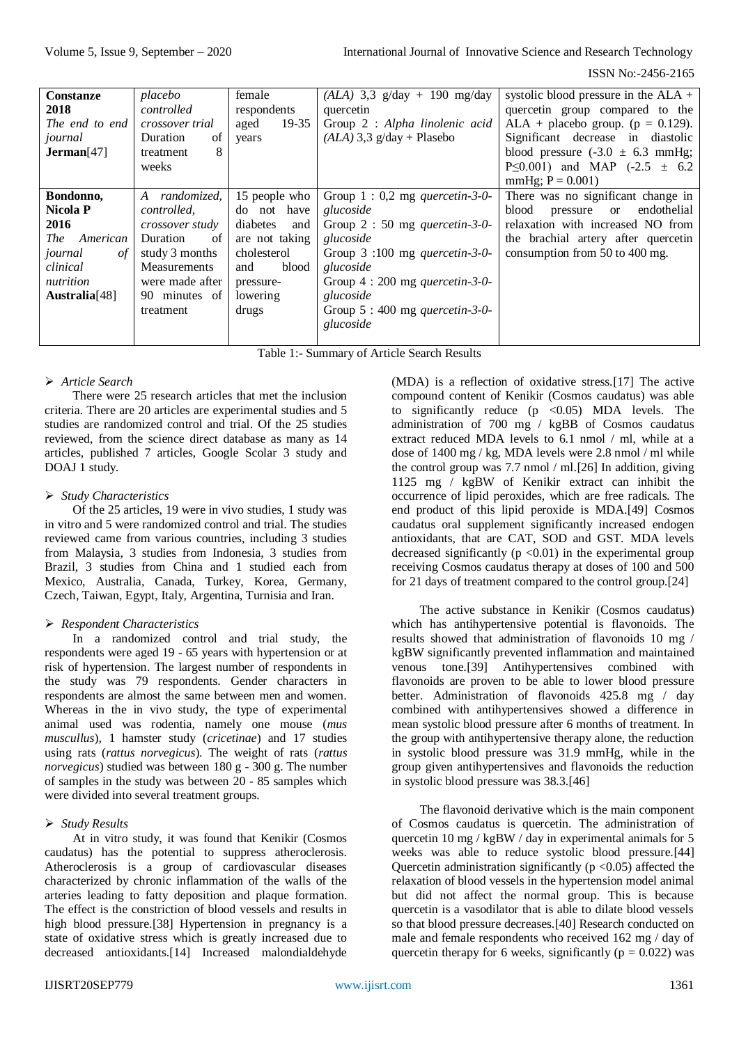| | | | | |
|---|---|---|---|---|
| **Constanze 2018** *The end to end journal* **Jerman**[47] | *placebo controlled crossover trial* Duration of treatment 8 weeks | female respondents aged 19-35 years | *(ALA)* 3,3 g/day + 190 mg/day quercetin Group 2 : *Alpha linolenic acid (ALA)* 3,3 g/day + Plasebo | systolic blood pressure in the ALA + quercetin group compared to the ALA + placebo group. (p = 0.129). Significant decrease in diastolic blood pressure (-3.0 ± 6.3 mmHg; P≤0.001) and MAP (-2.5 ± 6.2 mmHg; P = 0.001) |
| **Bondonno, Nicola P 2016** *The American journal of clinical nutrition* **Australia**[48] | *A randomized, controlled, crossover study* Duration of study 3 months Measurements were made after 90 minutes of treatment | 15 people who do not have diabetes and are not taking cholesterol and blood pressure-lowering drugs | Group 1 : 0,2 mg *quercetin-3-0-glucoside* Group 2 : 50 mg *quercetin-3-0-glucoside* Group 3 :100 mg *quercetin-3-0-glucoside* Group 4 : 200 mg *quercetin-3-0-glucoside* Group 5 : 400 mg *quercetin-3-0-glucoside* | There was no significant change in blood pressure or endothelial relaxation with increased NO from the brachial artery after quercetin consumption from 50 to 400 mg. |

Table 1:- Summary of Article Search Results

- *Article Search*

There were 25 research articles that met the inclusion criteria. There are 20 articles are experimental studies and 5 studies are randomized control and trial. Of the 25 studies reviewed, from the science direct database as many as 14 articles, published 7 articles, Google Scolar 3 study and DOAJ 1 study.

- *Study Characteristics*

Of the 25 articles, 19 were in vivo studies, 1 study was in vitro and 5 were randomized control and trial. The studies reviewed came from various countries, including 3 studies from Malaysia, 3 studies from Indonesia, 3 studies from Brazil, 3 studies from China and 1 studied each from Mexico, Australia, Canada, Turkey, Korea, Germany, Czech, Taiwan, Egypt, Italy, Argentina, Turnisia and Iran.

- *Respondent Characteristics*

In a randomized control and trial study, the respondents were aged 19 - 65 years with hypertension or at risk of hypertension. The largest number of respondents in the study was 79 respondents. Gender characters in respondents are almost the same between men and women. Whereas in the in vivo study, the type of experimental animal used was rodentia, namely one mouse (*mus muscullus*), 1 hamster study (*cricetinae*) and 17 studies using rats (*rattus norvegicus*). The weight of rats (*rattus norvegicus*) studied was between 180 g - 300 g. The number of samples in the study was between 20 - 85 samples which were divided into several treatment groups.

- *Study Results*

At in vitro study, it was found that Kenikir (Cosmos caudatus) has the potential to suppress atheroclerosis. Atheroclerosis is a group of cardiovascular diseases characterized by chronic inflammation of the walls of the arteries leading to fatty deposition and plaque formation. The effect is the constriction of blood vessels and results in high blood pressure.[38] Hypertension in pregnancy is a state of oxidative stress which is greatly increased due to decreased antioxidants.[14] Increased malondialdehyde (MDA) is a reflection of oxidative stress.[17] The active compound content of Kenikir (Cosmos caudatus) was able to significantly reduce (p <0.05) MDA levels. The administration of 700 mg / kgBB of Cosmos caudatus extract reduced MDA levels to 6.1 nmol / ml, while at a dose of 1400 mg / kg, MDA levels were 2.8 nmol / ml while the control group was 7.7 nmol / ml.[26] In addition, giving 1125 mg / kgBW of Kenikir extract can inhibit the occurrence of lipid peroxides, which are free radicals. The end product of this lipid peroxide is MDA.[49] Cosmos caudatus oral supplement significantly increased endogen antioxidants, that are CAT, SOD and GST. MDA levels decreased significantly (p <0.01) in the experimental group receiving Cosmos caudatus therapy at doses of 100 and 500 for 21 days of treatment compared to the control group.[24]

The active substance in Kenikir (Cosmos caudatus) which has antihypertensive potential is flavonoids. The results showed that administration of flavonoids 10 mg / kgBW significantly prevented inflammation and maintained venous tone.[39] Antihypertensives combined with flavonoids are proven to be able to lower blood pressure better. Administration of flavonoids 425.8 mg / day combined with antihypertensives showed a difference in mean systolic blood pressure after 6 months of treatment. In the group with antihypertensive therapy alone, the reduction in systolic blood pressure was 31.9 mmHg, while in the group given antihypertensives and flavonoids the reduction in systolic blood pressure was 38.3.[46]

The flavonoid derivative which is the main component of Cosmos caudatus is quercetin. The administration of quercetin 10 mg / kgBW / day in experimental animals for 5 weeks was able to reduce systolic blood pressure.[44] Quercetin administration significantly (p <0.05) affected the relaxation of blood vessels in the hypertension model animal but did not affect the normal group. This is because quercetin is a vasodilator that is able to dilate blood vessels so that blood pressure decreases.[40] Research conducted on male and female respondents who received 162 mg / day of quercetin therapy for 6 weeks, significantly (p = 0.022) was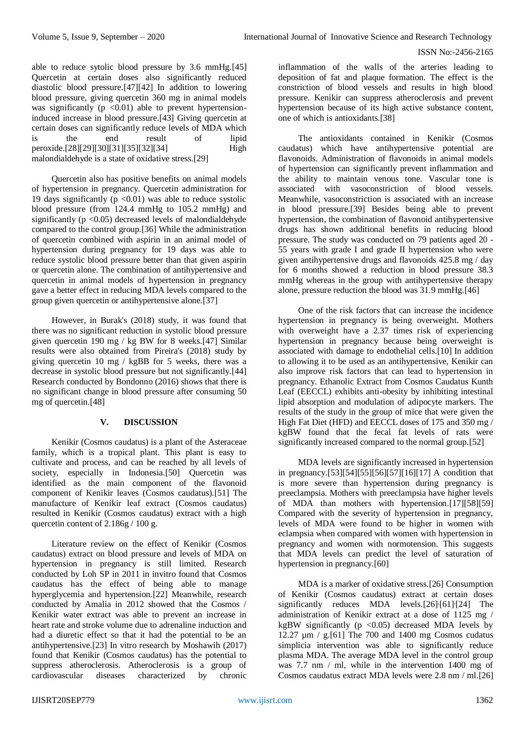able to reduce sytolic blood pressure by 3.6 mmHg.[45] Quercetin at certain doses also significantly reduced diastolic blood pressure.[47][42] In addition to lowering blood pressure, giving quercetin 360 mg in animal models was significantly ($p < 0.01$) able to prevent hypertension-induced increase in blood pressure.[43] Giving quercetin at certain doses can significantly reduce levels of MDA which is the end result of lipid peroxide.[28][29][30][31][35][32][34] High malondialdehyde is a state of oxidative stress.[29]

Quercetin also has positive benefits on animal models of hypertension in pregnancy. Quercetin administration for 19 days significantly ($p < 0.01$) was able to reduce systolic blood pressure (from 124.4 mmHg to 105.2 mmHg) and significantly ($p < 0.05$) decreased levels of malondialdehyde compared to the control group.[36] While the administration of quercetin combined with aspirin in an animal model of hypertension during pregnancy for 19 days was able to reduce systolic blood pressure better than that given aspirin or quercetin alone. The combination of antihypertensive and quercetin in animal models of hypertension in pregnancy gave a better effect in reducing MDA levels compared to the group given quercetin or antihypertensive alone.[37]

However, in Burak's (2018) study, it was found that there was no significant reduction in systolic blood pressure given quercetin 190 mg / kg BW for 8 weeks.[47] Similar results were also obtained from Pireira's (2018) study by giving quercetin 10 mg / kgBB for 5 weeks, there was a decrease in systolic blood pressure but not significantly.[44] Research conducted by Bondonno (2016) shows that there is no significant change in blood pressure after consuming 50 mg of quercetin.[48]

## V. DISCUSSION

Kenikir (Cosmos caudatus) is a plant of the Asteraceae family, which is a tropical plant. This plant is easy to cultivate and process, and can be reached by all levels of society, especially in Indonesia.[50] Quercetin was identified as the main component of the flavonoid component of Kenikir leaves (Cosmos caudatus).[51] The manufacture of Kenikir leaf extract (Cosmos caudatus) resulted in Kenikir (Cosmos caudatus) extract with a high quercetin content of 2.186g / 100 g.

Literature review on the effect of Kenikir (Cosmos caudatus) extract on blood pressure and levels of MDA on hypertension in pregnancy is still limited. Research conducted by Loh SP in 2011 in invitro found that Cosmos caudatus has the effect of being able to manage hyperglycemia and hypertension.[22] Meanwhile, research conducted by Amalia in 2012 showed that the Cosmos / Kenikir water extract was able to prevent an increase in heart rate and stroke volume due to adrenaline induction and had a diuretic effect so that it had the potential to be an antihypertensive.[23] In vitro research by Moshawih (2017) found that Kenikir (Cosmos caudatus) has the potential to suppress atherosclerosis. Atheroclerosis is a group of cardiovascular diseases characterized by chronic inflammation of the walls of the arteries leading to deposition of fat and plaque formation. The effect is the constriction of blood vessels and results in high blood pressure. Kenikir can suppress atheroclerosis and prevent hypertension because of its high active substance content, one of which is antioxidants.[38]

The antioxidants contained in Kenikir (Cosmos caudatus) which have antihypertensive potential are flavonoids. Administration of flavonoids in animal models of hypertension can significantly prevent inflammation and the ability to maintain venous tone. Vascular tone is associated with vasoconstriction of blood vessels. Meanwhile, vasoconstriction is associated with an increase in blood pressure.[39] Besides being able to prevent hypertension, the combination of flavonoid antihypertensive drugs has shown additional benefits in reducing blood pressure. The study was conducted on 79 patients aged 20 - 55 years with grade I and grade II hypertension who were given antihypertensive drugs and flavonoids 425.8 mg / day for 6 months showed a reduction in blood pressure 38.3 mmHg whereas in the group with antihypertensive therapy alone, pressure reduction the blood was 31.9 mmHg.[46]

One of the risk factors that can increase the incidence hypertension in pregnancy is being overweight. Mothers with overweight have a 2.37 times risk of experiencing hypertension in pregnancy because being overweight is associated with damage to endothelial cells.[10] In addition to allowing it to be used as an antihypertensive, Kenikir can also improve risk factors that can lead to hypertension in pregnancy. Ethanolic Extract from Cosmos Caudatus Kunth Leaf (EECCL) exhibits anti-obesity by inhibiting intestinal lipid absorption and modulation of adipocyte markers. The results of the study in the group of mice that were given the High Fat Diet (HFD) and EECCL doses of 175 and 350 mg / kgBW found that the fecal fat levels of rats were significantly increased compared to the normal group.[52]

MDA levels are significantly increased in hypertension in pregnancy.[53][54][55][56][57][16][17] A condition that is more severe than hypertension during pregnancy is preeclampsia. Mothers with preeclampsia have higher levels of MDA than mothers with hypertension.[17][58][59] Compared with the severity of hypertension in pregnancy, levels of MDA were found to be higher in women with eclampsia when compared with women with hypertension in pregnancy and women with normotension. This suggests that MDA levels can predict the level of saturation of hypertension in pregnancy.[60]

MDA is a marker of oxidative stress.[26] Consumption of Kenikir (Cosmos caudatus) extract at certain doses significantly reduces MDA levels.[26],[61],[24] The administration of Kenikir extract at a dose of 1125 mg / kgBW significantly ($p < 0.05$) decreased MDA levels by 12.27 µm / g.[61] The 700 and 1400 mg Cosmos cudatus simplicia intervention was able to significantly reduce plasma MDA. The average MDA level in the control group was 7.7 nm / ml, while in the intervention 1400 mg of Cosmos caudatus extract MDA levels were 2.8 nm / ml.[26]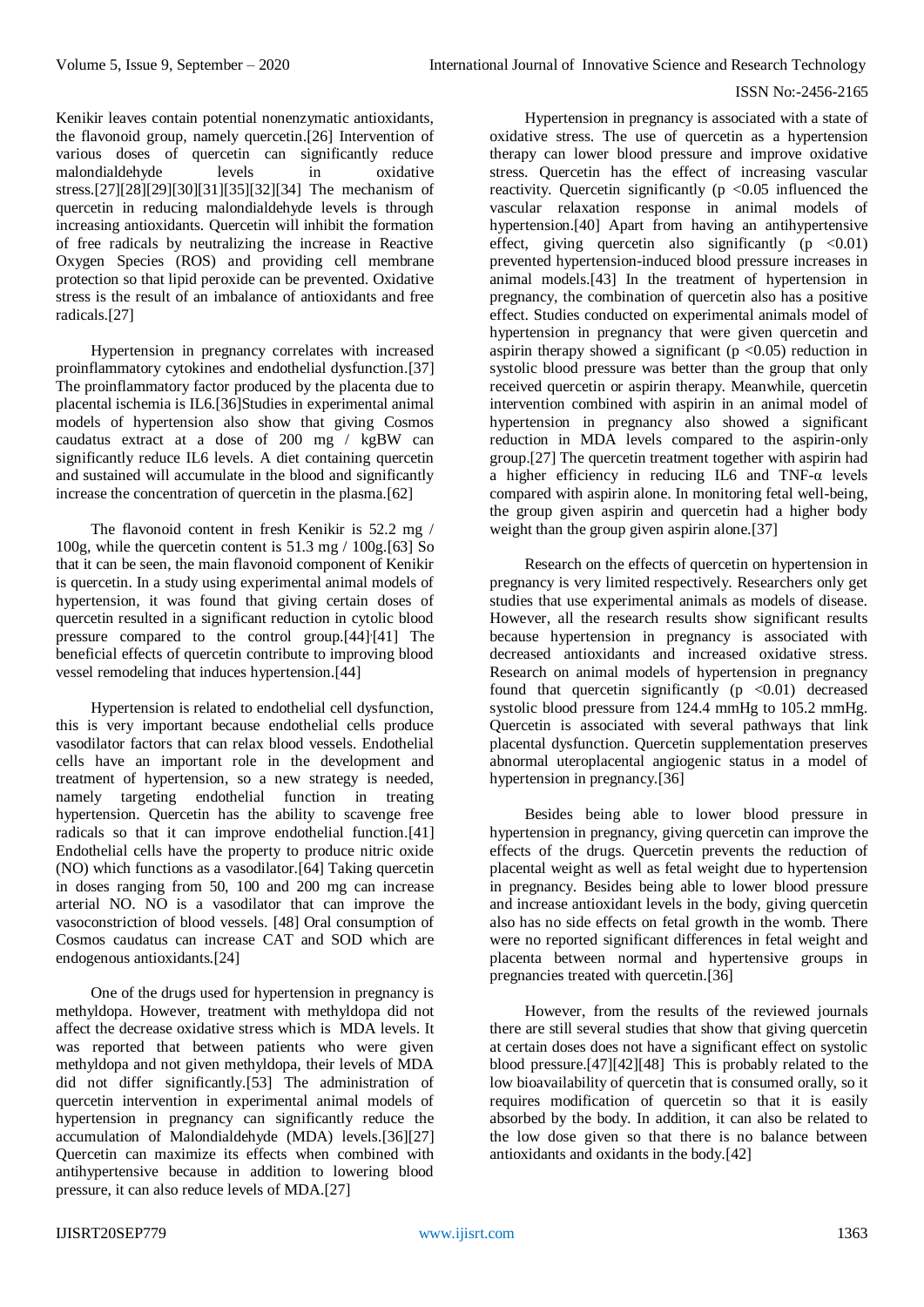Kenikir leaves contain potential nonenzymatic antioxidants, the flavonoid group, namely quercetin.[26] Intervention of various doses of quercetin can significantly reduce malondialdehyde levels in oxidative stress.[27][28][29][30][31][35][32][34] The mechanism of quercetin in reducing malondialdehyde levels is through increasing antioxidants. Quercetin will inhibit the formation of free radicals by neutralizing the increase in Reactive Oxygen Species (ROS) and providing cell membrane protection so that lipid peroxide can be prevented. Oxidative stress is the result of an imbalance of antioxidants and free radicals.[27]

Hypertension in pregnancy correlates with increased proinflammatory cytokines and endothelial dysfunction.[37] The proinflammatory factor produced by the placenta due to placental ischemia is IL6.[36]Studies in experimental animal models of hypertension also show that giving Cosmos caudatus extract at a dose of 200 mg / kgBW can significantly reduce IL6 levels. A diet containing quercetin and sustained will accumulate in the blood and significantly increase the concentration of quercetin in the plasma.[62]

The flavonoid content in fresh Kenikir is 52.2 mg / 100g, while the quercetin content is 51.3 mg / 100g.[63] So that it can be seen, the main flavonoid component of Kenikir is quercetin. In a study using experimental animal models of hypertension, it was found that giving certain doses of quercetin resulted in a significant reduction in cytolic blood pressure compared to the control group.[44],[41] The beneficial effects of quercetin contribute to improving blood vessel remodeling that induces hypertension.[44]

Hypertension is related to endothelial cell dysfunction, this is very important because endothelial cells produce vasodilator factors that can relax blood vessels. Endothelial cells have an important role in the development and treatment of hypertension, so a new strategy is needed, namely targeting endothelial function in treating hypertension. Quercetin has the ability to scavenge free radicals so that it can improve endothelial function.[41] Endothelial cells have the property to produce nitric oxide (NO) which functions as a vasodilator.[64] Taking quercetin in doses ranging from 50, 100 and 200 mg can increase arterial NO. NO is a vasodilator that can improve the vasoconstriction of blood vessels. [48] Oral consumption of Cosmos caudatus can increase CAT and SOD which are endogenous antioxidants.[24]

One of the drugs used for hypertension in pregnancy is methyldopa. However, treatment with methyldopa did not affect the decrease oxidative stress which is MDA levels. It was reported that between patients who were given methyldopa and not given methyldopa, their levels of MDA did not differ significantly.[53] The administration of quercetin intervention in experimental animal models of hypertension in pregnancy can significantly reduce the accumulation of Malondialdehyde (MDA) levels.[36][27] Quercetin can maximize its effects when combined with antihypertensive because in addition to lowering blood pressure, it can also reduce levels of MDA.[27]

Hypertension in pregnancy is associated with a state of oxidative stress. The use of quercetin as a hypertension therapy can lower blood pressure and improve oxidative stress. Quercetin has the effect of increasing vascular reactivity. Quercetin significantly ($p < 0.05$ influenced the vascular relaxation response in animal models of hypertension.[40] Apart from having an antihypertensive effect, giving quercetin also significantly ($p < 0.01$) prevented hypertension-induced blood pressure increases in animal models.[43] In the treatment of hypertension in pregnancy, the combination of quercetin also has a positive effect. Studies conducted on experimental animals model of hypertension in pregnancy that were given quercetin and aspirin therapy showed a significant ($p < 0.05$) reduction in systolic blood pressure was better than the group that only received quercetin or aspirin therapy. Meanwhile, quercetin intervention combined with aspirin in an animal model of hypertension in pregnancy also showed a significant reduction in MDA levels compared to the aspirin-only group.[27] The quercetin treatment together with aspirin had a higher efficiency in reducing IL6 and TNF-α levels compared with aspirin alone. In monitoring fetal well-being, the group given aspirin and quercetin had a higher body weight than the group given aspirin alone.[37]

Research on the effects of quercetin on hypertension in pregnancy is very limited respectively. Researchers only get studies that use experimental animals as models of disease. However, all the research results show significant results because hypertension in pregnancy is associated with decreased antioxidants and increased oxidative stress. Research on animal models of hypertension in pregnancy found that quercetin significantly ($p < 0.01$) decreased systolic blood pressure from 124.4 mmHg to 105.2 mmHg. Quercetin is associated with several pathways that link placental dysfunction. Quercetin supplementation preserves abnormal uteroplacental angiogenic status in a model of hypertension in pregnancy.[36]

Besides being able to lower blood pressure in hypertension in pregnancy, giving quercetin can improve the effects of the drugs. Quercetin prevents the reduction of placental weight as well as fetal weight due to hypertension in pregnancy. Besides being able to lower blood pressure and increase antioxidant levels in the body, giving quercetin also has no side effects on fetal growth in the womb. There were no reported significant differences in fetal weight and placenta between normal and hypertensive groups in pregnancies treated with quercetin.[36]

However, from the results of the reviewed journals there are still several studies that show that giving quercetin at certain doses does not have a significant effect on systolic blood pressure.[47][42][48] This is probably related to the low bioavailability of quercetin that is consumed orally, so it requires modification of quercetin so that it is easily absorbed by the body. In addition, it can also be related to the low dose given so that there is no balance between antioxidants and oxidants in the body.[42]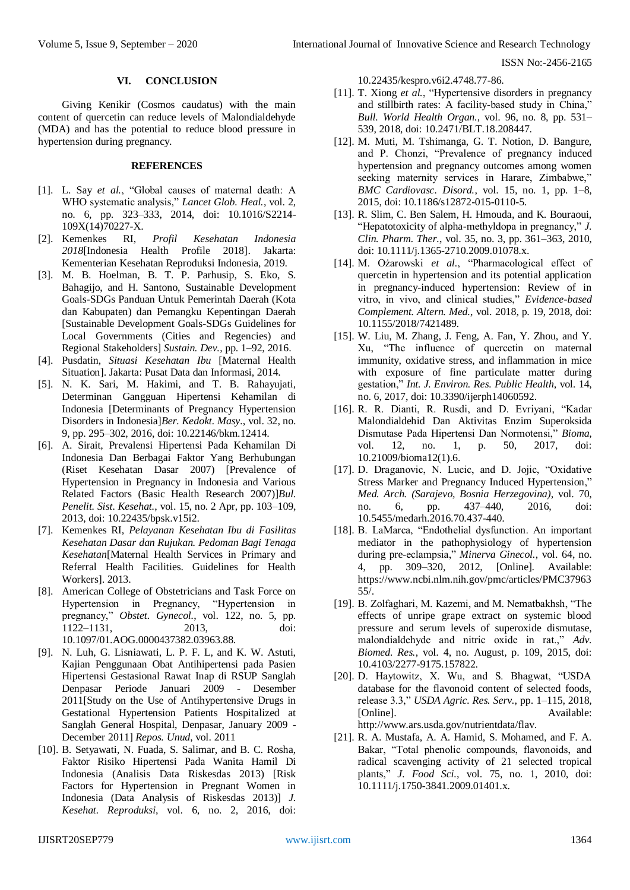## VI. CONCLUSION

Giving Kenikir (Cosmos caudatus) with the main content of quercetin can reduce levels of Malondialdehyde (MDA) and has the potential to reduce blood pressure in hypertension during pregnancy.

## REFERENCES

[1]. L. Say *et al.*, "Global causes of maternal death: A WHO systematic analysis," *Lancet Glob. Heal.*, vol. 2, no. 6, pp. 323–333, 2014, doi: 10.1016/S2214-109X(14)70227-X.

[2]. Kemenkes RI, *Profil Kesehatan Indonesia 2018*[Indonesia Health Profile 2018]. Jakarta: Kementerian Kesehatan Reproduksi Indonesia, 2019.

[3]. M. B. Hoelman, B. T. P. Parhusip, S. Eko, S. Bahagijo, and H. Santono, Sustainable Development Goals-SDGs Panduan Untuk Pemerintah Daerah (Kota dan Kabupaten) dan Pemangku Kepentingan Daerah [Sustainable Development Goals-SDGs Guidelines for Local Governments (Cities and Regencies) and Regional Stakeholders] *Sustain. Dev.*, pp. 1–92, 2016.

[4]. Pusdatin, *Situasi Kesehatan Ibu* [Maternal Health Situation]. Jakarta: Pusat Data dan Informasi, 2014.

[5]. N. K. Sari, M. Hakimi, and T. B. Rahayujati, Determinan Gangguan Hipertensi Kehamilan di Indonesia [Determinants of Pregnancy Hypertension Disorders in Indonesia]*Ber. Kedokt. Masy.*, vol. 32, no. 9, pp. 295–302, 2016, doi: 10.22146/bkm.12414.

[6]. A. Sirait, Prevalensi Hipertensi Pada Kehamilan Di Indonesia Dan Berbagai Faktor Yang Berhubungan (Riset Kesehatan Dasar 2007) [Prevalence of Hypertension in Pregnancy in Indonesia and Various Related Factors (Basic Health Research 2007)]*Bul. Penelit. Sist. Kesehat.*, vol. 15, no. 2 Apr, pp. 103–109, 2013, doi: 10.22435/bpsk.v15i2.

[7]. Kemenkes RI, *Pelayanan Kesehatan Ibu di Fasilitas Kesehatan Dasar dan Rujukan. Pedoman Bagi Tenaga Kesehatan*[Maternal Health Services in Primary and Referral Health Facilities. Guidelines for Health Workers]. 2013.

[8]. American College of Obstetricians and Task Force on Hypertension in Pregnancy, "Hypertension in pregnancy," *Obstet. Gynecol.*, vol. 122, no. 5, pp. 1122–1131, 2013, doi: 10.1097/01.AOG.0000437382.03963.88.

[9]. N. Luh, G. Lisniawati, L. P. F. L, and K. W. Astuti, Kajian Penggunaan Obat Antihipertensi pada Pasien Hipertensi Gestasional Rawat Inap di RSUP Sanglah Denpasar Periode Januari 2009 - Desember 2011[Study on the Use of Antihypertensive Drugs in Gestational Hypertension Patients Hospitalized at Sanglah General Hospital, Denpasar, January 2009 - December 2011] *Repos. Unud*, vol. 2011

[10]. B. Setyawati, N. Fuada, S. Salimar, and B. C. Rosha, Faktor Risiko Hipertensi Pada Wanita Hamil Di Indonesia (Analisis Data Riskesdas 2013) [Risk Factors for Hypertension in Pregnant Women in Indonesia (Data Analysis of Riskesdas 2013)] *J. Kesehat. Reproduksi*, vol. 6, no. 2, 2016, doi: 10.22435/kespro.v6i2.4748.77-86.

[11]. T. Xiong *et al.*, "Hypertensive disorders in pregnancy and stillbirth rates: A facility-based study in China," *Bull. World Health Organ.*, vol. 96, no. 8, pp. 531–539, 2018, doi: 10.2471/BLT.18.208447.

[12]. M. Muti, M. Tshimanga, G. T. Notion, D. Bangure, and P. Chonzi, "Prevalence of pregnancy induced hypertension and pregnancy outcomes among women seeking maternity services in Harare, Zimbabwe," *BMC Cardiovasc. Disord.*, vol. 15, no. 1, pp. 1–8, 2015, doi: 10.1186/s12872-015-0110-5.

[13]. R. Slim, C. Ben Salem, H. Hmouda, and K. Bouraoui, "Hepatotoxicity of alpha-methyldopa in pregnancy," *J. Clin. Pharm. Ther.*, vol. 35, no. 3, pp. 361–363, 2010, doi: 10.1111/j.1365-2710.2009.01078.x.

[14]. M. Ożarowski *et al.*, "Pharmacological effect of quercetin in hypertension and its potential application in pregnancy-induced hypertension: Review of in vitro, in vivo, and clinical studies," *Evidence-based Complement. Altern. Med.*, vol. 2018, p. 19, 2018, doi: 10.1155/2018/7421489.

[15]. W. Liu, M. Zhang, J. Feng, A. Fan, Y. Zhou, and Y. Xu, "The influence of quercetin on maternal immunity, oxidative stress, and inflammation in mice with exposure of fine particulate matter during gestation," *Int. J. Environ. Res. Public Health*, vol. 14, no. 6, 2017, doi: 10.3390/ijerph14060592.

[16]. R. R. Dianti, R. Rusdi, and D. Evriyani, "Kadar Malondialdehid Dan Aktivitas Enzim Superoksida Dismutase Pada Hipertensi Dan Normotensi," *Bioma*, vol. 12, no. 1, p. 50, 2017, doi: 10.21009/bioma12(1).6.

[17]. D. Draganovic, N. Lucic, and D. Jojic, "Oxidative Stress Marker and Pregnancy Induced Hypertension," *Med. Arch. (Sarajevo, Bosnia Herzegovina)*, vol. 70, no. 6, pp. 437–440, 2016, doi: 10.5455/medarh.2016.70.437-440.

[18]. B. LaMarca, "Endothelial dysfunction. An important mediator in the pathophysiology of hypertension during pre-eclampsia," *Minerva Ginecol.*, vol. 64, no. 4, pp. 309–320, 2012, [Online]. Available: https://www.ncbi.nlm.nih.gov/pmc/articles/PMC3796355/.

[19]. B. Zolfaghari, M. Kazemi, and M. Nematbakhsh, "The effects of unripe grape extract on systemic blood pressure and serum levels of superoxide dismutase, malondialdehyde and nitric oxide in rat.," *Adv. Biomed. Res.*, vol. 4, no. August, p. 109, 2015, doi: 10.4103/2277-9175.157822.

[20]. D. Haytowitz, X. Wu, and S. Bhagwat, "USDA database for the flavonoid content of selected foods, release 3.3," *USDA Agric. Res. Serv.*, pp. 1–115, 2018, [Online]. Available: http://www.ars.usda.gov/nutrientdata/flav.

[21]. R. A. Mustafa, A. A. Hamid, S. Mohamed, and F. A. Bakar, "Total phenolic compounds, flavonoids, and radical scavenging activity of 21 selected tropical plants," *J. Food Sci.*, vol. 75, no. 1, 2010, doi: 10.1111/j.1750-3841.2009.01401.x.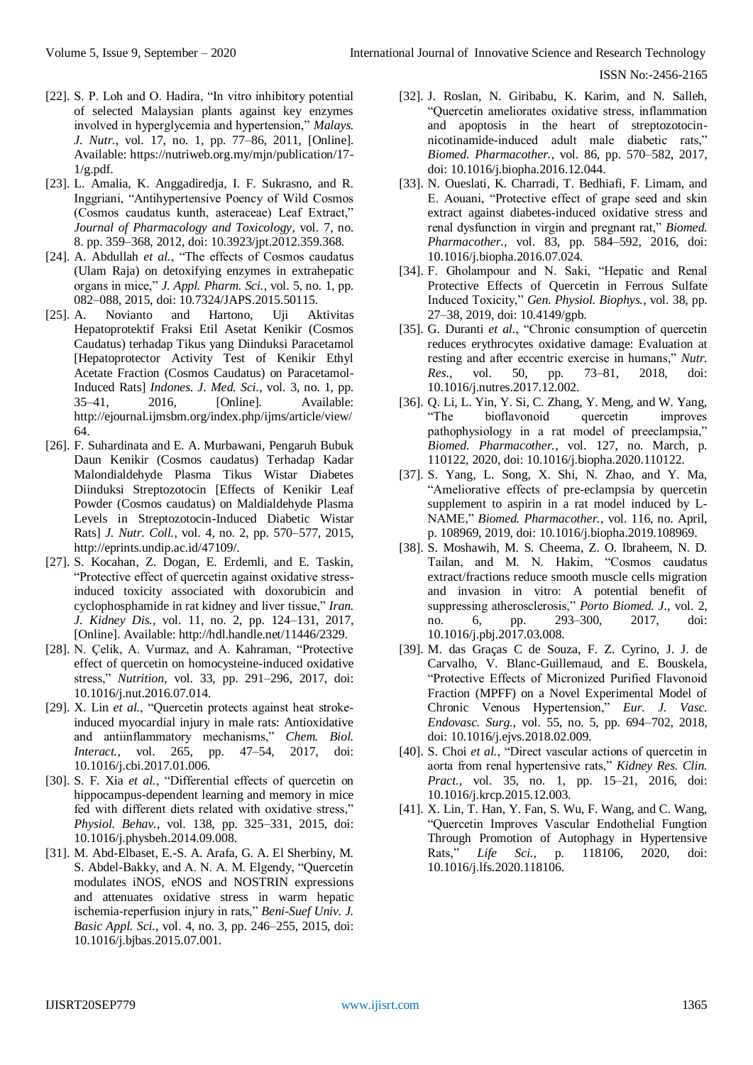[22]. S. P. Loh and O. Hadira, "In vitro inhibitory potential of selected Malaysian plants against key enzymes involved in hyperglycemia and hypertension," *Malays. J. Nutr.*, vol. 17, no. 1, pp. 77–86, 2011, [Online]. Available: https://nutriweb.org.my/mjn/publication/17-1/g.pdf.

[23]. L. Amalia, K. Anggadiredja, I. F. Sukrasno, and R. Inggriani, "Antihypertensive Poency of Wild Cosmos (Cosmos caudatus kunth, asteraceae) Leaf Extract," *Journal of Pharmacology and Toxicology*, vol. 7, no. 8. pp. 359–368, 2012, doi: 10.3923/jpt.2012.359.368.

[24]. A. Abdullah *et al.*, "The effects of Cosmos caudatus (Ulam Raja) on detoxifying enzymes in extrahepatic organs in mice," *J. Appl. Pharm. Sci.*, vol. 5, no. 1, pp. 082–088, 2015, doi: 10.7324/JAPS.2015.50115.

[25]. A. Novianto and Hartono, Uji Aktivitas Hepatoprotektif Fraksi Etil Asetat Kenikir (Cosmos Caudatus) terhadap Tikus yang Diinduksi Paracetamol [Hepatoprotector Activity Test of Kenikir Ethyl Acetate Fraction (Cosmos Caudatus) on Paracetamol-Induced Rats] *Indones. J. Med. Sci.*, vol. 3, no. 1, pp. 35–41, 2016, [Online]. Available: http://ejournal.ijmsbm.org/index.php/ijms/article/view/64.

[26]. F. Suhardinata and E. A. Murbawani, Pengaruh Bubuk Daun Kenikir (Cosmos caudatus) Terhadap Kadar Malondialdehyde Plasma Tikus Wistar Diabetes Diinduksi Streptozotocin [Effects of Kenikir Leaf Powder (Cosmos caudatus) on Maldialdehyde Plasma Levels in Streptozotocin-Induced Diabetic Wistar Rats] *J. Nutr. Coll.*, vol. 4, no. 2, pp. 570–577, 2015, http://eprints.undip.ac.id/47109/.

[27]. S. Kocahan, Z. Dogan, E. Erdemli, and E. Taskin, "Protective effect of quercetin against oxidative stress-induced toxicity associated with doxorubicin and cyclophosphamide in rat kidney and liver tissue," *Iran. J. Kidney Dis.*, vol. 11, no. 2, pp. 124–131, 2017, [Online]. Available: http://hdl.handle.net/11446/2329.

[28]. N. Çelik, A. Vurmaz, and A. Kahraman, "Protective effect of quercetin on homocysteine-induced oxidative stress," *Nutrition*, vol. 33, pp. 291–296, 2017, doi: 10.1016/j.nut.2016.07.014.

[29]. X. Lin *et al.*, "Quercetin protects against heat stroke-induced myocardial injury in male rats: Antioxidative and antiinflammatory mechanisms," *Chem. Biol. Interact.*, vol. 265, pp. 47–54, 2017, doi: 10.1016/j.cbi.2017.01.006.

[30]. S. F. Xia *et al.*, "Differential effects of quercetin on hippocampus-dependent learning and memory in mice fed with different diets related with oxidative stress," *Physiol. Behav.*, vol. 138, pp. 325–331, 2015, doi: 10.1016/j.physbeh.2014.09.008.

[31]. M. Abd-Elbaset, E.-S. A. Arafa, G. A. El Sherbiny, M. S. Abdel-Bakky, and A. N. A. M. Elgendy, "Quercetin modulates iNOS, eNOS and NOSTRIN expressions and attenuates oxidative stress in warm hepatic ischemia-reperfusion injury in rats," *Beni-Suef Univ. J. Basic Appl. Sci.*, vol. 4, no. 3, pp. 246–255, 2015, doi: 10.1016/j.bjbas.2015.07.001.

[32]. J. Roslan, N. Giribabu, K. Karim, and N. Salleh, "Quercetin ameliorates oxidative stress, inflammation and apoptosis in the heart of streptozotocin-nicotinamide-induced adult male diabetic rats," *Biomed. Pharmacother.*, vol. 86, pp. 570–582, 2017, doi: 10.1016/j.biopha.2016.12.044.

[33]. N. Oueslati, K. Charradi, T. Bedhiafi, F. Limam, and E. Aouani, "Protective effect of grape seed and skin extract against diabetes-induced oxidative stress and renal dysfunction in virgin and pregnant rat," *Biomed. Pharmacother.*, vol. 83, pp. 584–592, 2016, doi: 10.1016/j.biopha.2016.07.024.

[34]. F. Gholampour and N. Saki, "Hepatic and Renal Protective Effects of Quercetin in Ferrous Sulfate Induced Toxicity," *Gen. Physiol. Biophys.*, vol. 38, pp. 27–38, 2019, doi: 10.4149/gpb.

[35]. G. Duranti *et al.*, "Chronic consumption of quercetin reduces erythrocytes oxidative damage: Evaluation at resting and after eccentric exercise in humans," *Nutr. Res.*, vol. 50, pp. 73–81, 2018, doi: 10.1016/j.nutres.2017.12.002.

[36]. Q. Li, L. Yin, Y. Si, C. Zhang, Y. Meng, and W. Yang, "The bioflavonoid quercetin improves pathophysiology in a rat model of preeclampsia," *Biomed. Pharmacother.*, vol. 127, no. March, p. 110122, 2020, doi: 10.1016/j.biopha.2020.110122.

[37]. S. Yang, L. Song, X. Shi, N. Zhao, and Y. Ma, "Ameliorative effects of pre-eclampsia by quercetin supplement to aspirin in a rat model induced by L-NAME," *Biomed. Pharmacother.*, vol. 116, no. April, p. 108969, 2019, doi: 10.1016/j.biopha.2019.108969.

[38]. S. Moshawih, M. S. Cheema, Z. O. Ibraheem, N. D. Tailan, and M. N. Hakim, "Cosmos caudatus extract/fractions reduce smooth muscle cells migration and invasion in vitro: A potential benefit of suppressing atherosclerosis," *Porto Biomed. J.*, vol. 2, no. 6, pp. 293–300, 2017, doi: 10.1016/j.pbj.2017.03.008.

[39]. M. das Graças C de Souza, F. Z. Cyrino, J. J. de Carvalho, V. Blanc-Guillemaud, and E. Bouskela, "Protective Effects of Micronized Purified Flavonoid Fraction (MPFF) on a Novel Experimental Model of Chronic Venous Hypertension," *Eur. J. Vasc. Endovasc. Surg.*, vol. 55, no. 5, pp. 694–702, 2018, doi: 10.1016/j.ejvs.2018.02.009.

[40]. S. Choi *et al.*, "Direct vascular actions of quercetin in aorta from renal hypertensive rats," *Kidney Res. Clin. Pract.*, vol. 35, no. 1, pp. 15–21, 2016, doi: 10.1016/j.krcp.2015.12.003.

[41]. X. Lin, T. Han, Y. Fan, S. Wu, F. Wang, and C. Wang, "Quercetin Improves Vascular Endothelial Fungtion Through Promotion of Autophagy in Hypertensive Rats," *Life Sci.*, p. 118106, 2020, doi: 10.1016/j.lfs.2020.118106.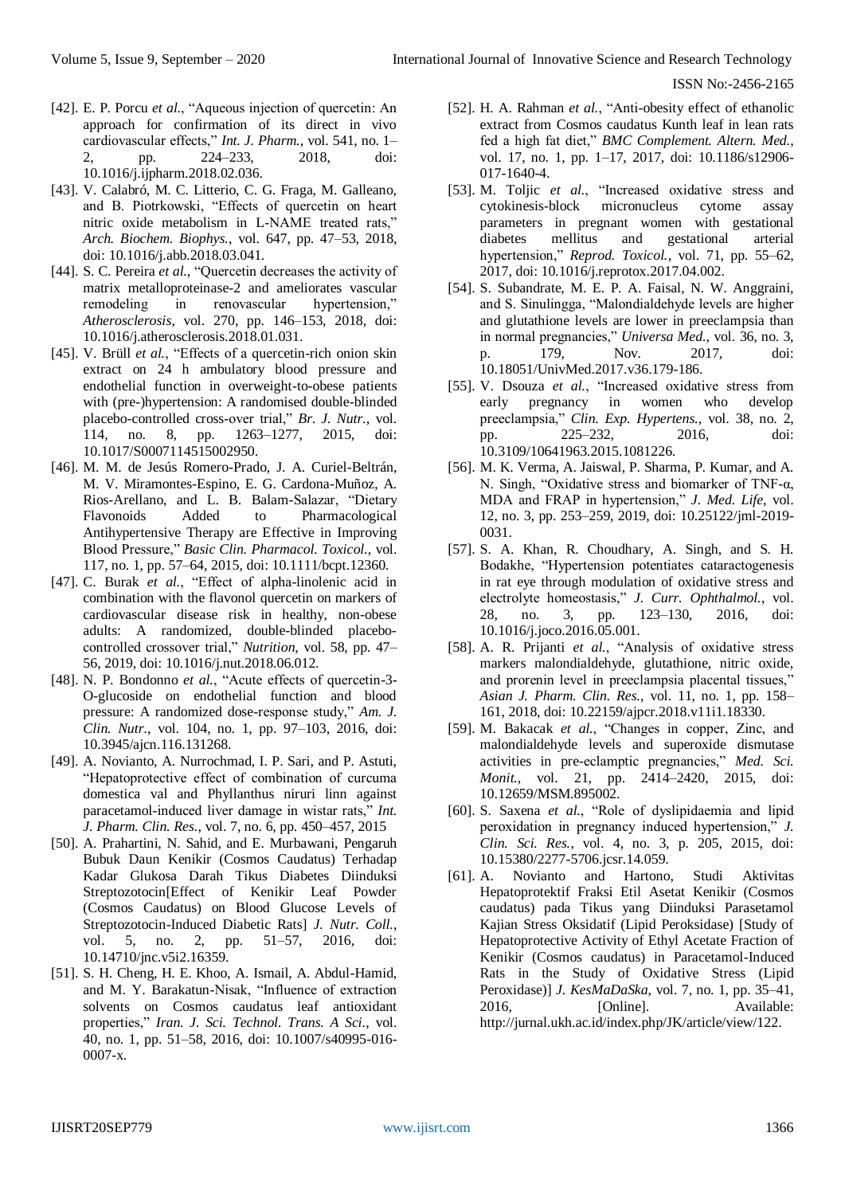[42]. E. P. Porcu *et al.*, "Aqueous injection of quercetin: An approach for confirmation of its direct in vivo cardiovascular effects," *Int. J. Pharm.*, vol. 541, no. 1–2, pp. 224–233, 2018, doi: 10.1016/j.ijpharm.2018.02.036.

[43]. V. Calabró, M. C. Litterio, C. G. Fraga, M. Galleano, and B. Piotrkowski, "Effects of quercetin on heart nitric oxide metabolism in L-NAME treated rats," *Arch. Biochem. Biophys.*, vol. 647, pp. 47–53, 2018, doi: 10.1016/j.abb.2018.03.041.

[44]. S. C. Pereira *et al.*, "Quercetin decreases the activity of matrix metalloproteinase-2 and ameliorates vascular remodeling in renovascular hypertension," *Atherosclerosis*, vol. 270, pp. 146–153, 2018, doi: 10.1016/j.atherosclerosis.2018.01.031.

[45]. V. Brüll *et al.*, "Effects of a quercetin-rich onion skin extract on 24 h ambulatory blood pressure and endothelial function in overweight-to-obese patients with (pre-)hypertension: A randomised double-blinded placebo-controlled cross-over trial," *Br. J. Nutr.*, vol. 114, no. 8, pp. 1263–1277, 2015, doi: 10.1017/S0007114515002950.

[46]. M. M. de Jesús Romero-Prado, J. A. Curiel-Beltrán, M. V. Miramontes-Espino, E. G. Cardona-Muñoz, A. Rios-Arellano, and L. B. Balam-Salazar, "Dietary Flavonoids Added to Pharmacological Antihypertensive Therapy are Effective in Improving Blood Pressure," *Basic Clin. Pharmacol. Toxicol.*, vol. 117, no. 1, pp. 57–64, 2015, doi: 10.1111/bcpt.12360.

[47]. C. Burak *et al.*, "Effect of alpha-linolenic acid in combination with the flavonol quercetin on markers of cardiovascular disease risk in healthy, non-obese adults: A randomized, double-blinded placebo-controlled crossover trial," *Nutrition*, vol. 58, pp. 47–56, 2019, doi: 10.1016/j.nut.2018.06.012.

[48]. N. P. Bondonno *et al.*, "Acute effects of quercetin-3-O-glucoside on endothelial function and blood pressure: A randomized dose-response study," *Am. J. Clin. Nutr.*, vol. 104, no. 1, pp. 97–103, 2016, doi: 10.3945/ajcn.116.131268.

[49]. A. Novianto, A. Nurrochmad, I. P. Sari, and P. Astuti, "Hepatoprotective effect of combination of curcuma domestica val and Phyllanthus niruri linn against paracetamol-induced liver damage in wistar rats," *Int. J. Pharm. Clin. Res.*, vol. 7, no. 6, pp. 450–457, 2015

[50]. A. Prahartini, N. Sahid, and E. Murbawani, Pengaruh Bubuk Daun Kenikir (Cosmos Caudatus) Terhadap Kadar Glukosa Darah Tikus Diabetes Diinduksi Streptozotocin[Effect of Kenikir Leaf Powder (Cosmos Caudatus) on Blood Glucose Levels of Streptozotocin-Induced Diabetic Rats] *J. Nutr. Coll.*, vol. 5, no. 2, pp. 51–57, 2016, doi: 10.14710/jnc.v5i2.16359.

[51]. S. H. Cheng, H. E. Khoo, A. Ismail, A. Abdul-Hamid, and M. Y. Barakatun-Nisak, "Influence of extraction solvents on Cosmos caudatus leaf antioxidant properties," *Iran. J. Sci. Technol. Trans. A Sci.*, vol. 40, no. 1, pp. 51–58, 2016, doi: 10.1007/s40995-016-0007-x.

[52]. H. A. Rahman *et al.*, "Anti-obesity effect of ethanolic extract from Cosmos caudatus Kunth leaf in lean rats fed a high fat diet," *BMC Complement. Altern. Med.*, vol. 17, no. 1, pp. 1–17, 2017, doi: 10.1186/s12906-017-1640-4.

[53]. M. Toljic *et al.*, "Increased oxidative stress and cytokinesis-block micronucleus cytome assay parameters in pregnant women with gestational diabetes mellitus and gestational arterial hypertension," *Reprod. Toxicol.*, vol. 71, pp. 55–62, 2017, doi: 10.1016/j.reprotox.2017.04.002.

[54]. S. Subandrate, M. E. P. A. Faisal, N. W. Anggraini, and S. Sinulingga, "Malondialdehyde levels are higher and glutathione levels are lower in preeclampsia than in normal pregnancies," *Universa Med.*, vol. 36, no. 3, p. 179, Nov. 2017, doi: 10.18051/UnivMed.2017.v36.179-186.

[55]. V. Dsouza *et al.*, "Increased oxidative stress from early pregnancy in women who develop preeclampsia," *Clin. Exp. Hypertens.*, vol. 38, no. 2, pp. 225–232, 2016, doi: 10.3109/10641963.2015.1081226.

[56]. M. K. Verma, A. Jaiswal, P. Sharma, P. Kumar, and A. N. Singh, "Oxidative stress and biomarker of TNF-α, MDA and FRAP in hypertension," *J. Med. Life*, vol. 12, no. 3, pp. 253–259, 2019, doi: 10.25122/jml-2019-0031.

[57]. S. A. Khan, R. Choudhary, A. Singh, and S. H. Bodakhe, "Hypertension potentiates cataractogenesis in rat eye through modulation of oxidative stress and electrolyte homeostasis," *J. Curr. Ophthalmol.*, vol. 28, no. 3, pp. 123–130, 2016, doi: 10.1016/j.joco.2016.05.001.

[58]. A. R. Prijanti *et al.*, "Analysis of oxidative stress markers malondialdehyde, glutathione, nitric oxide, and prorenin level in preeclampsia placental tissues," *Asian J. Pharm. Clin. Res.*, vol. 11, no. 1, pp. 158–161, 2018, doi: 10.22159/ajpcr.2018.v11i1.18330.

[59]. M. Bakacak *et al.*, "Changes in copper, Zinc, and malondialdehyde levels and superoxide dismutase activities in pre-eclamptic pregnancies," *Med. Sci. Monit.*, vol. 21, pp. 2414–2420, 2015, doi: 10.12659/MSM.895002.

[60]. S. Saxena *et al.*, "Role of dyslipidaemia and lipid peroxidation in pregnancy induced hypertension," *J. Clin. Sci. Res.*, vol. 4, no. 3, p. 205, 2015, doi: 10.15380/2277-5706.jcsr.14.059.

[61]. A. Novianto and Hartono, Studi Aktivitas Hepatoprotektif Fraksi Etil Asetat Kenikir (Cosmos caudatus) pada Tikus yang Diinduksi Parasetamol Kajian Stress Oksidatif (Lipid Peroksidase) [Study of Hepatoprotective Activity of Ethyl Acetate Fraction of Kenikir (Cosmos caudatus) in Paracetamol-Induced Rats in the Study of Oxidative Stress (Lipid Peroxidase)] *J. KesMaDaSka*, vol. 7, no. 1, pp. 35–41, 2016, [Online]. Available: http://jurnal.ukh.ac.id/index.php/JK/article/view/122.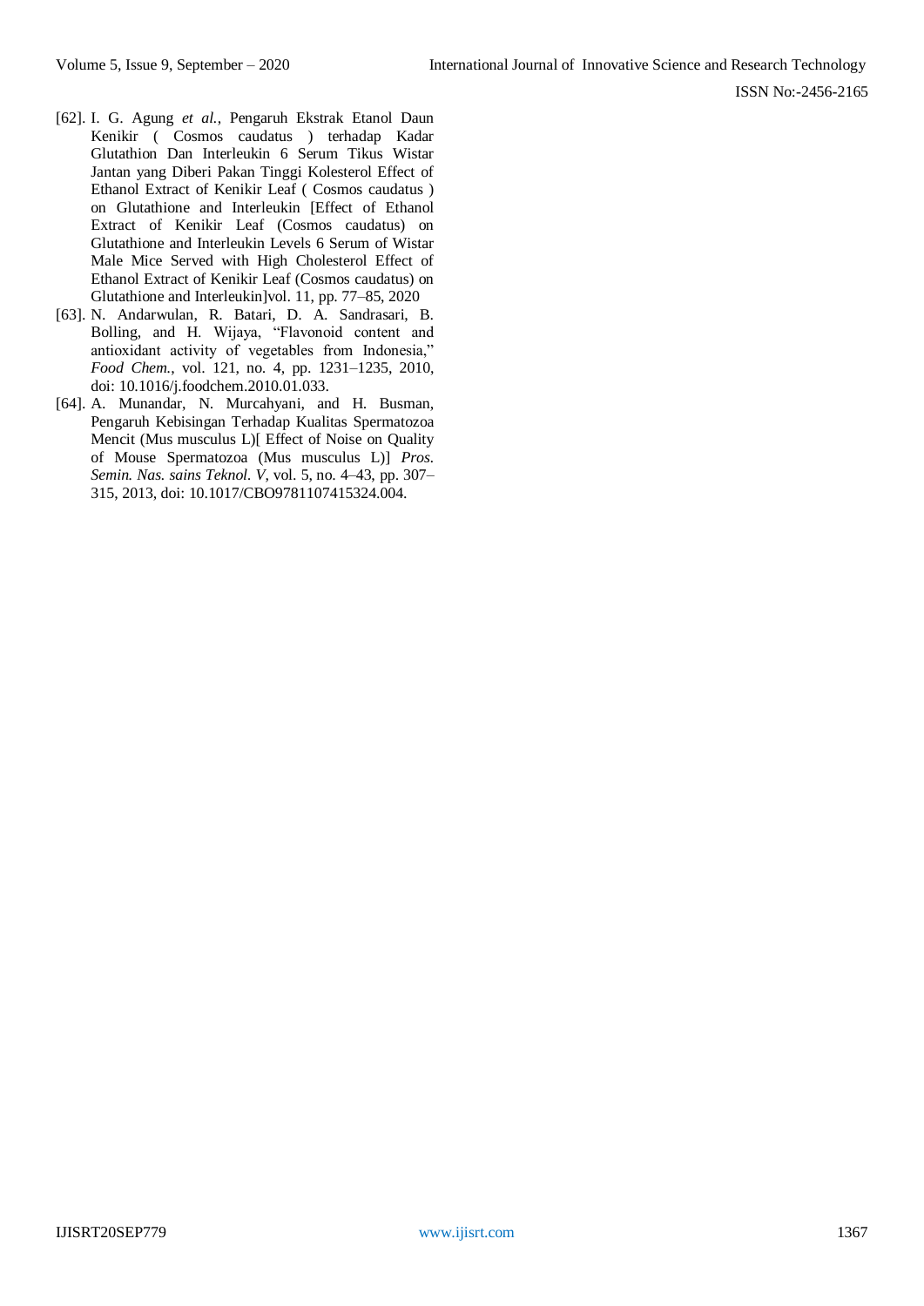[62]. I. G. Agung *et al.*, Pengaruh Ekstrak Etanol Daun Kenikir ( Cosmos caudatus ) terhadap Kadar Glutathion Dan Interleukin 6 Serum Tikus Wistar Jantan yang Diberi Pakan Tinggi Kolesterol Effect of Ethanol Extract of Kenikir Leaf ( Cosmos caudatus ) on Glutathione and Interleukin [Effect of Ethanol Extract of Kenikir Leaf (Cosmos caudatus) on Glutathione and Interleukin Levels 6 Serum of Wistar Male Mice Served with High Cholesterol Effect of Ethanol Extract of Kenikir Leaf (Cosmos caudatus) on Glutathione and Interleukin]vol. 11, pp. 77–85, 2020

[63]. N. Andarwulan, R. Batari, D. A. Sandrasari, B. Bolling, and H. Wijaya, "Flavonoid content and antioxidant activity of vegetables from Indonesia," *Food Chem.*, vol. 121, no. 4, pp. 1231–1235, 2010, doi: 10.1016/j.foodchem.2010.01.033.

[64]. A. Munandar, N. Murcahyani, and H. Busman, Pengaruh Kebisingan Terhadap Kualitas Spermatozoa Mencit (Mus musculus L)[ Effect of Noise on Quality of Mouse Spermatozoa (Mus musculus L)] *Pros. Semin. Nas. sains Teknol. V*, vol. 5, no. 4–43, pp. 307–315, 2013, doi: 10.1017/CBO9781107415324.004.